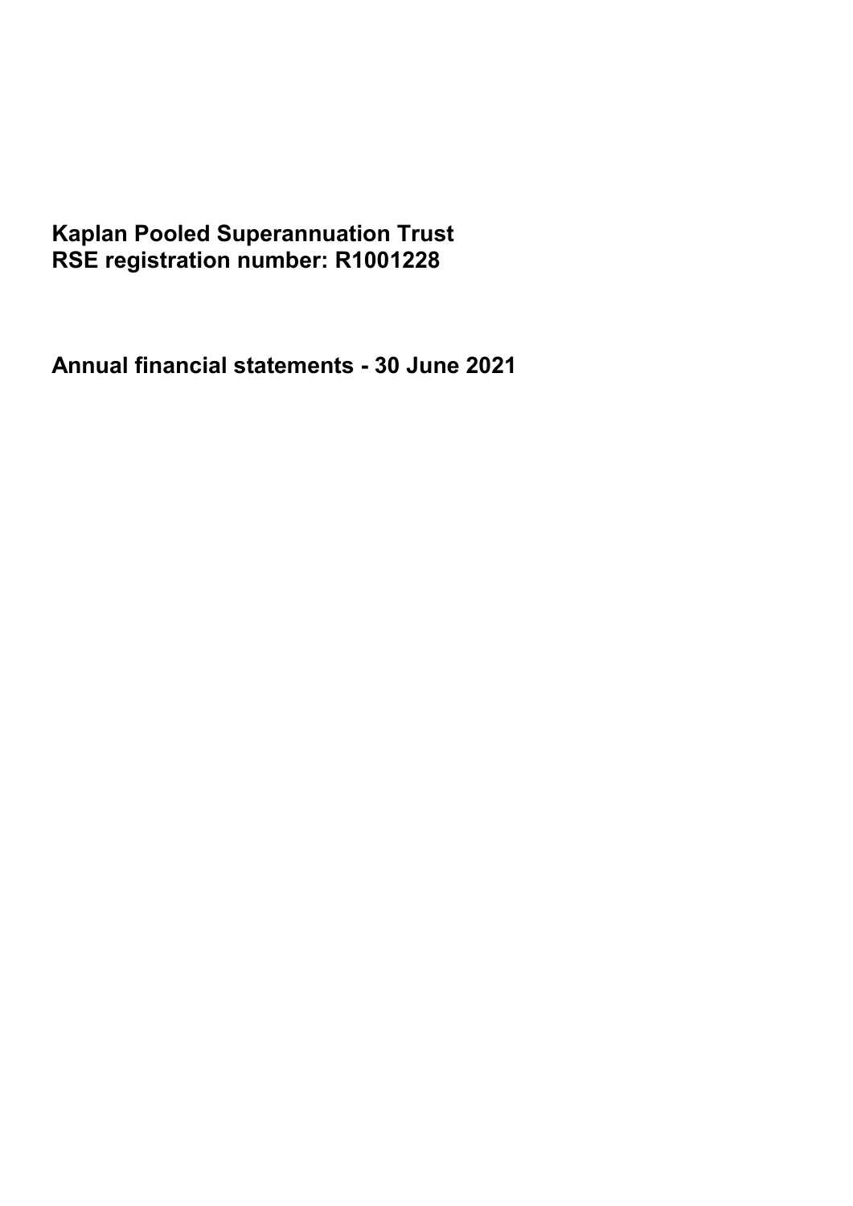# Kaplan Pooled Superannuation Trust
# RSE registration number: R1001228

# Annual financial statements - 30 June 2021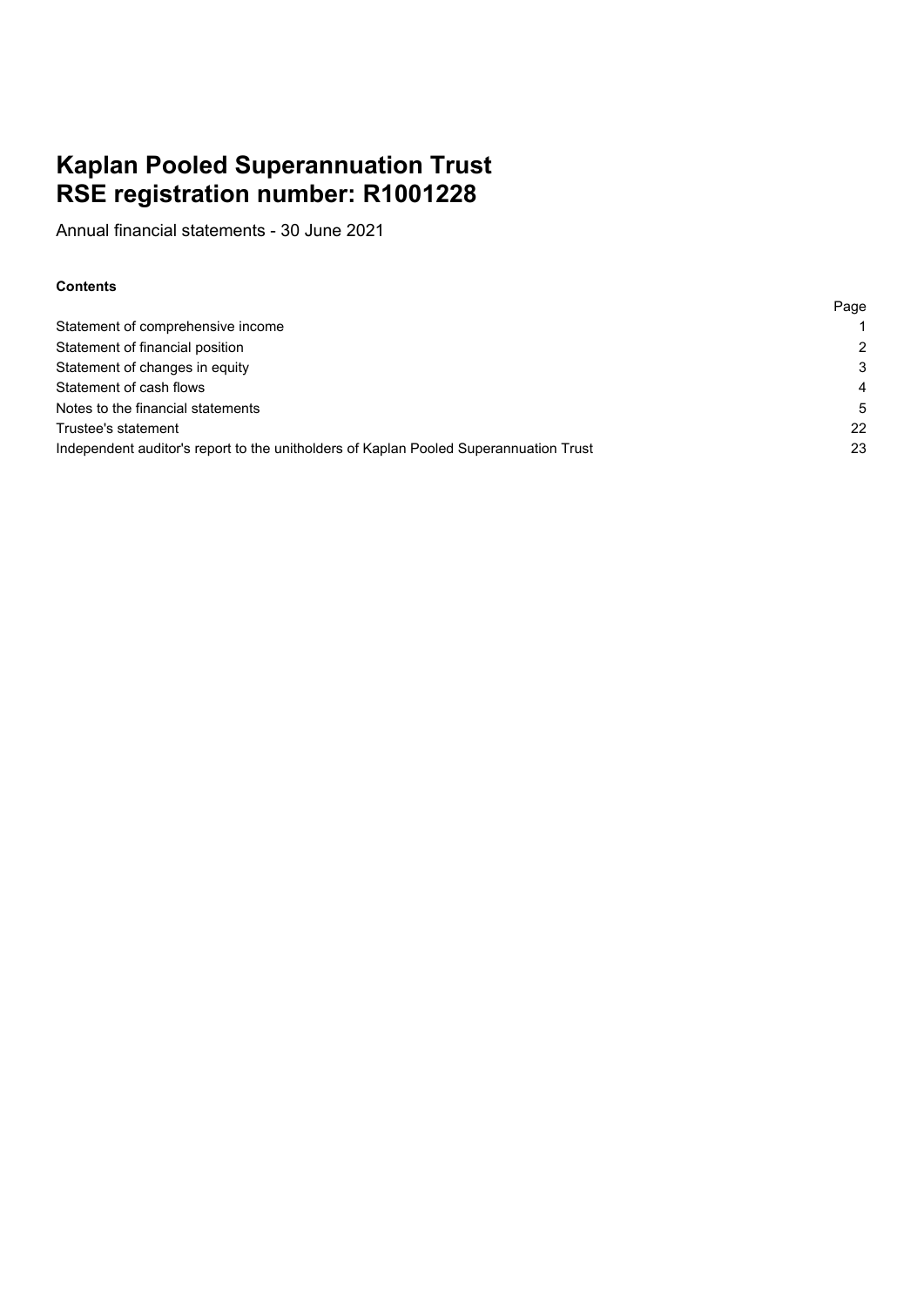# Kaplan Pooled Superannuation Trust
# RSE registration number: R1001228

Annual financial statements - 30 June 2021

**Contents**

| | Page |
|---|---|
| Statement of comprehensive income | 1 |
| Statement of financial position | 2 |
| Statement of changes in equity | 3 |
| Statement of cash flows | 4 |
| Notes to the financial statements | 5 |
| Trustee's statement | 22 |
| Independent auditor's report to the unitholders of Kaplan Pooled Superannuation Trust | 23 |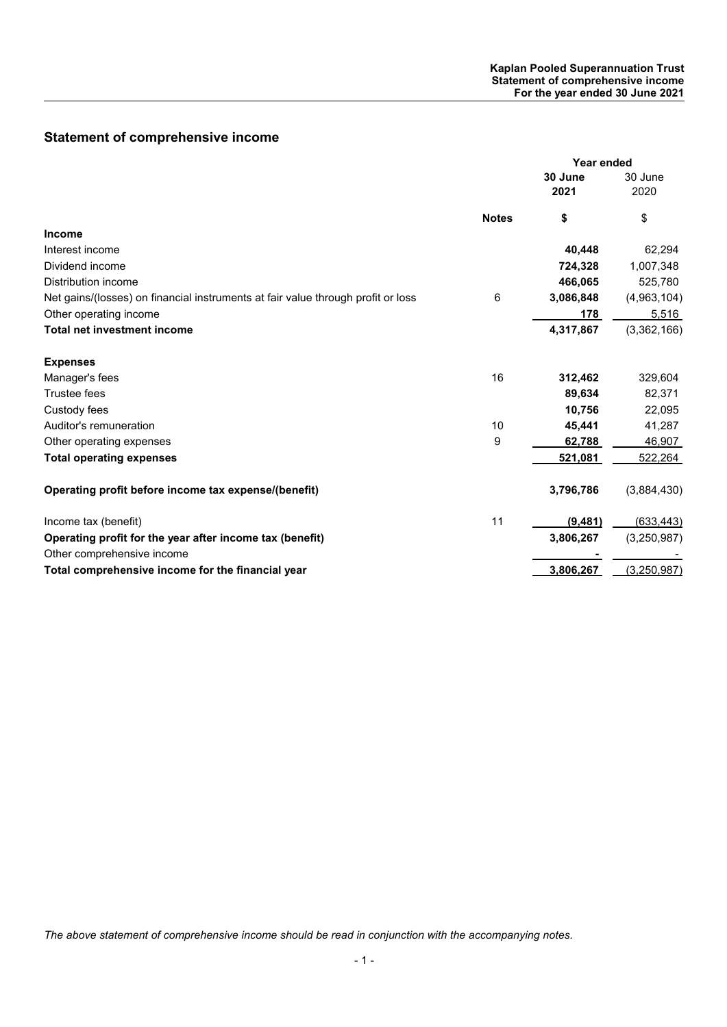## Statement of comprehensive income

| | Notes | Year ended 30 June 2021 $ | 30 June 2020 $ |
|---|---|---|---|
| **Income** | | | |
| Interest income | | **40,448** | 62,294 |
| Dividend income | | **724,328** | 1,007,348 |
| Distribution income | | **466,065** | 525,780 |
| Net gains/(losses) on financial instruments at fair value through profit or loss | 6 | **3,086,848** | (4,963,104) |
| Other operating income | | **178** | 5,516 |
| **Total net investment income** | | **4,317,867** | (3,362,166) |
| **Expenses** | | | |
| Manager's fees | 16 | **312,462** | 329,604 |
| Trustee fees | | **89,634** | 82,371 |
| Custody fees | | **10,756** | 22,095 |
| Auditor's remuneration | 10 | **45,441** | 41,287 |
| Other operating expenses | 9 | **62,788** | 46,907 |
| **Total operating expenses** | | **521,081** | 522,264 |
| **Operating profit before income tax expense/(benefit)** | | **3,796,786** | (3,884,430) |
| Income tax (benefit) | 11 | **(9,481)** | (633,443) |
| **Operating profit for the year after income tax (benefit)** | | **3,806,267** | (3,250,987) |
| Other comprehensive income | | **-** | - |
| **Total comprehensive income for the financial year** | | **3,806,267** | (3,250,987) |

*The above statement of comprehensive income should be read in conjunction with the accompanying notes.*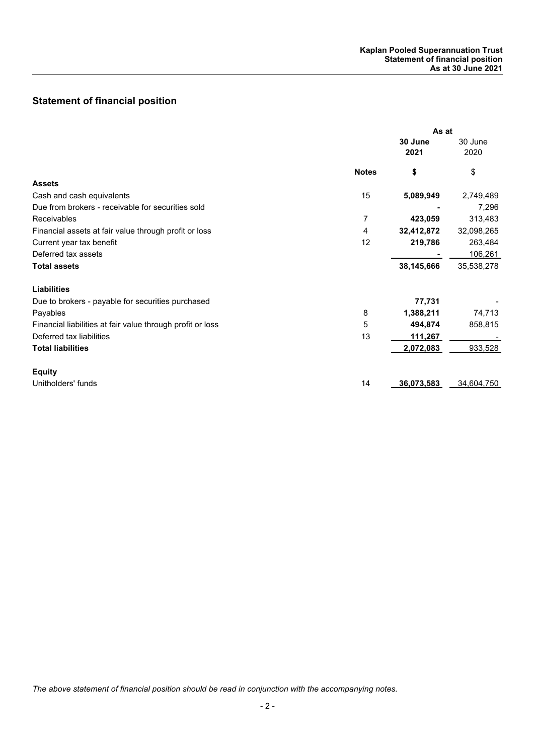## Statement of financial position

| | Notes | As at 30 June 2021 $ | 30 June 2020 $ |
|---|---|---|---|
| **Assets** | | | |
| Cash and cash equivalents | 15 | **5,089,949** | 2,749,489 |
| Due from brokers - receivable for securities sold | | **-** | 7,296 |
| Receivables | 7 | **423,059** | 313,483 |
| Financial assets at fair value through profit or loss | 4 | **32,412,872** | 32,098,265 |
| Current year tax benefit | 12 | **219,786** | 263,484 |
| Deferred tax assets | | **-** | 106,261 |
| **Total assets** | | **38,145,666** | 35,538,278 |
| **Liabilities** | | | |
| Due to brokers - payable for securities purchased | | **77,731** | - |
| Payables | 8 | **1,388,211** | 74,713 |
| Financial liabilities at fair value through profit or loss | 5 | **494,874** | 858,815 |
| Deferred tax liabilities | 13 | **111,267** | - |
| **Total liabilities** | | **2,072,083** | 933,528 |
| **Equity** | | | |
| Unitholders' funds | 14 | **36,073,583** | 34,604,750 |

*The above statement of financial position should be read in conjunction with the accompanying notes.*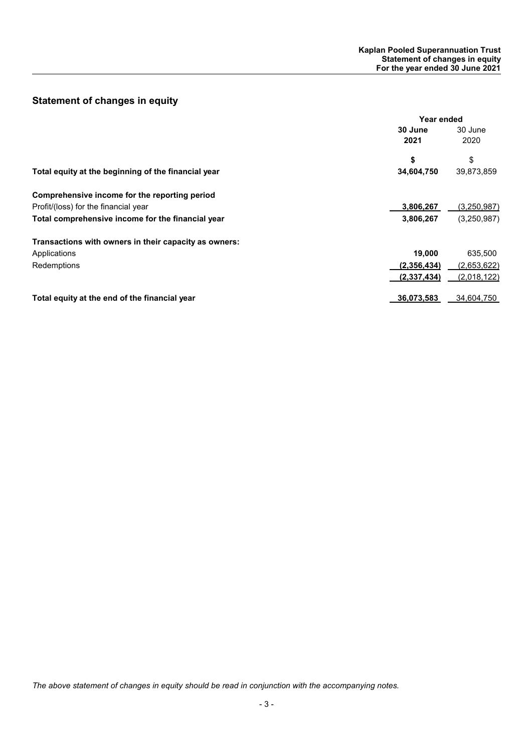## Statement of changes in equity

| | Year ended | |
|---|---|---|
| | **30 June 2021** | 30 June 2020 |
| | **$** | $ |
| **Total equity at the beginning of the financial year** | **34,604,750** | 39,873,859 |
| **Comprehensive income for the reporting period** | | |
| Profit/(loss) for the financial year | **3,806,267** | (3,250,987) |
| **Total comprehensive income for the financial year** | **3,806,267** | (3,250,987) |
| **Transactions with owners in their capacity as owners:** | | |
| Applications | **19,000** | 635,500 |
| Redemptions | **(2,356,434)** | (2,653,622) |
| | **(2,337,434)** | (2,018,122) |
| **Total equity at the end of the financial year** | **36,073,583** | 34,604,750 |

*The above statement of changes in equity should be read in conjunction with the accompanying notes.*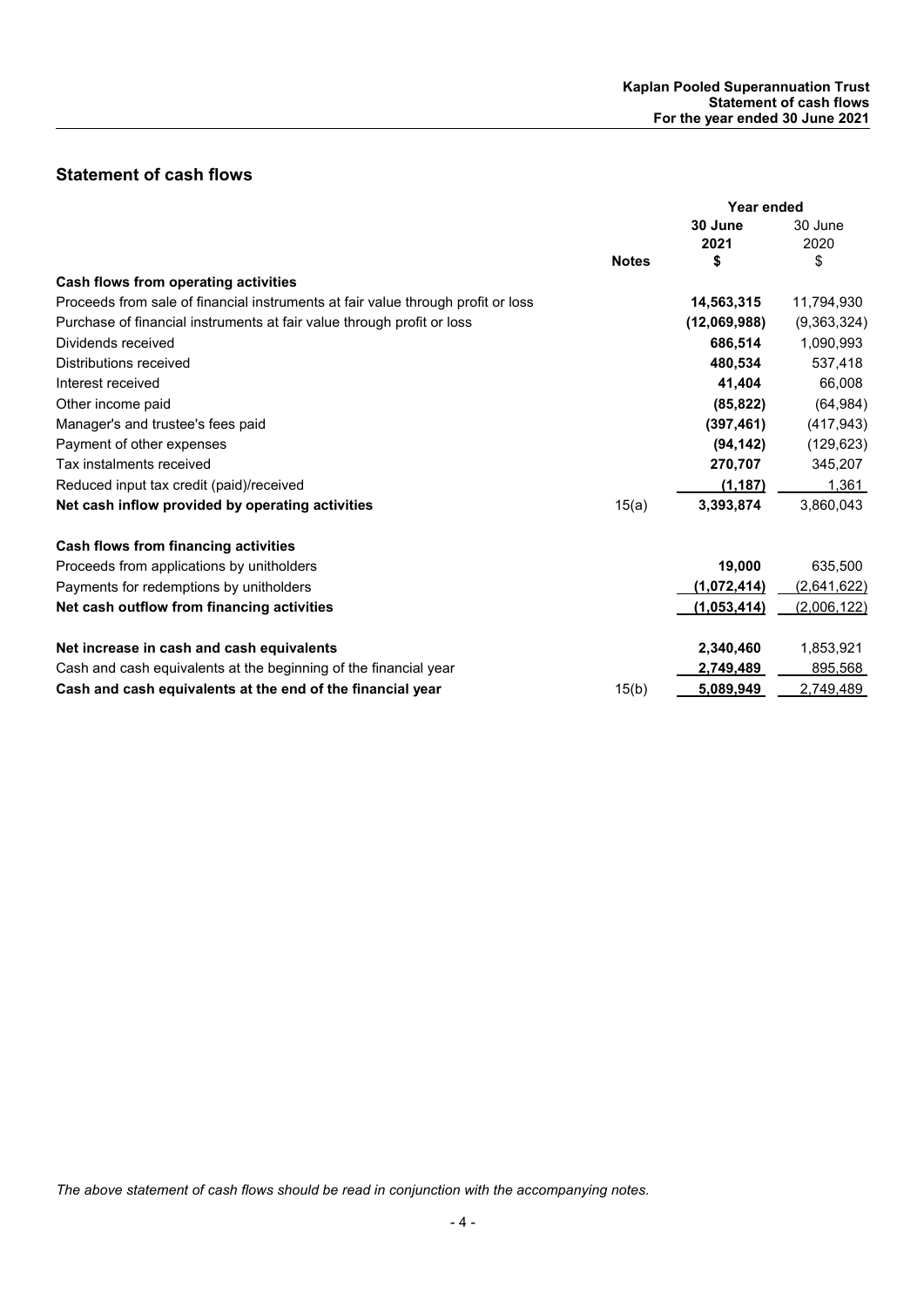## Statement of cash flows

| | Notes | Year ended 30 June 2021 $ | 30 June 2020 $ |
|---|---|---|---|
| **Cash flows from operating activities** | | | |
| Proceeds from sale of financial instruments at fair value through profit or loss | | **14,563,315** | 11,794,930 |
| Purchase of financial instruments at fair value through profit or loss | | **(12,069,988)** | (9,363,324) |
| Dividends received | | **686,514** | 1,090,993 |
| Distributions received | | **480,534** | 537,418 |
| Interest received | | **41,404** | 66,008 |
| Other income paid | | **(85,822)** | (64,984) |
| Manager's and trustee's fees paid | | **(397,461)** | (417,943) |
| Payment of other expenses | | **(94,142)** | (129,623) |
| Tax instalments received | | **270,707** | 345,207 |
| Reduced input tax credit (paid)/received | | **(1,187)** | 1,361 |
| **Net cash inflow provided by operating activities** | 15(a) | **3,393,874** | 3,860,043 |
| | | | |
| **Cash flows from financing activities** | | | |
| Proceeds from applications by unitholders | | **19,000** | 635,500 |
| Payments for redemptions by unitholders | | **(1,072,414)** | (2,641,622) |
| **Net cash outflow from financing activities** | | **(1,053,414)** | (2,006,122) |
| | | | |
| **Net increase in cash and cash equivalents** | | **2,340,460** | 1,853,921 |
| Cash and cash equivalents at the beginning of the financial year | | **2,749,489** | 895,568 |
| **Cash and cash equivalents at the end of the financial year** | 15(b) | **5,089,949** | 2,749,489 |

*The above statement of cash flows should be read in conjunction with the accompanying notes.*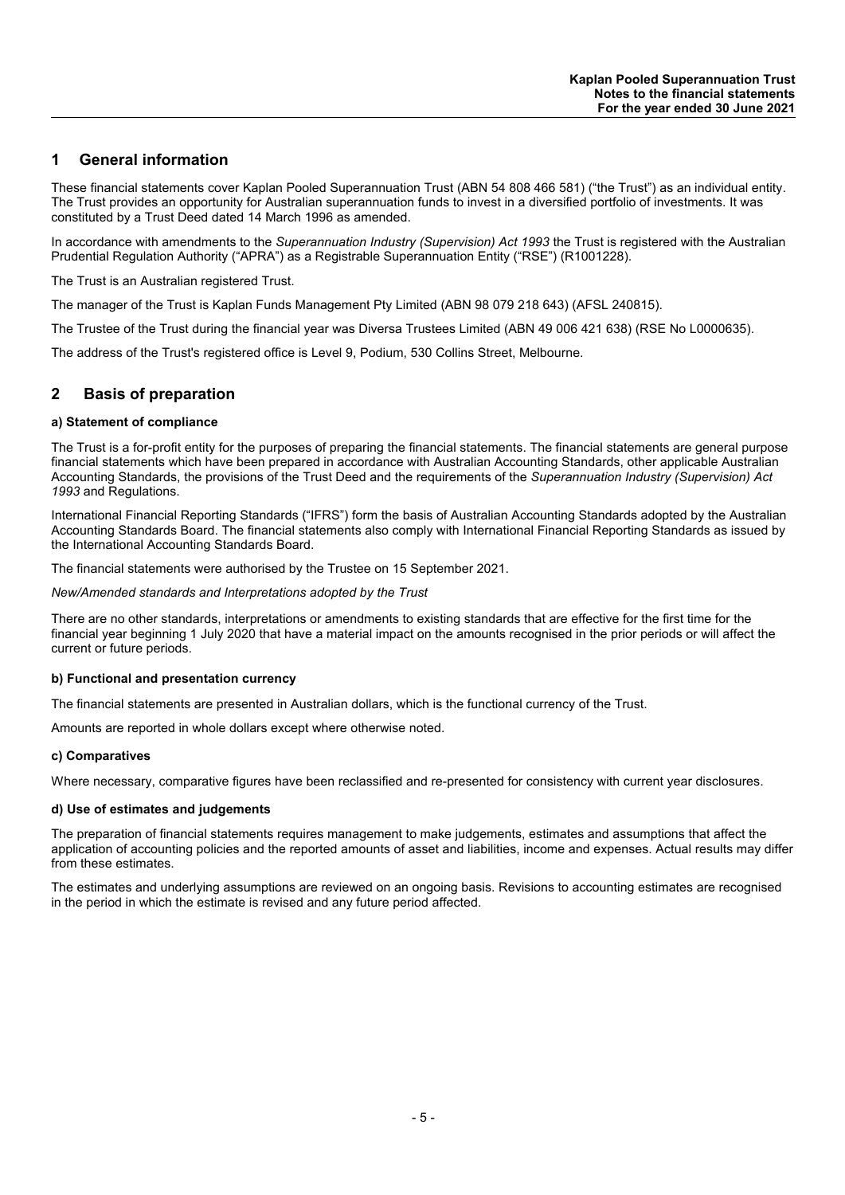## 1 General information

These financial statements cover Kaplan Pooled Superannuation Trust (ABN 54 808 466 581) ("the Trust") as an individual entity. The Trust provides an opportunity for Australian superannuation funds to invest in a diversified portfolio of investments. It was constituted by a Trust Deed dated 14 March 1996 as amended.

In accordance with amendments to the *Superannuation Industry (Supervision) Act 1993* the Trust is registered with the Australian Prudential Regulation Authority ("APRA") as a Registrable Superannuation Entity ("RSE") (R1001228).

The Trust is an Australian registered Trust.

The manager of the Trust is Kaplan Funds Management Pty Limited (ABN 98 079 218 643) (AFSL 240815).

The Trustee of the Trust during the financial year was Diversa Trustees Limited (ABN 49 006 421 638) (RSE No L0000635).

The address of the Trust's registered office is Level 9, Podium, 530 Collins Street, Melbourne.

## 2 Basis of preparation

**a) Statement of compliance**

The Trust is a for-profit entity for the purposes of preparing the financial statements. The financial statements are general purpose financial statements which have been prepared in accordance with Australian Accounting Standards, other applicable Australian Accounting Standards, the provisions of the Trust Deed and the requirements of the *Superannuation Industry (Supervision) Act 1993* and Regulations.

International Financial Reporting Standards ("IFRS") form the basis of Australian Accounting Standards adopted by the Australian Accounting Standards Board. The financial statements also comply with International Financial Reporting Standards as issued by the International Accounting Standards Board.

The financial statements were authorised by the Trustee on 15 September 2021.

*New/Amended standards and Interpretations adopted by the Trust*

There are no other standards, interpretations or amendments to existing standards that are effective for the first time for the financial year beginning 1 July 2020 that have a material impact on the amounts recognised in the prior periods or will affect the current or future periods.

**b) Functional and presentation currency**

The financial statements are presented in Australian dollars, which is the functional currency of the Trust.

Amounts are reported in whole dollars except where otherwise noted.

**c) Comparatives**

Where necessary, comparative figures have been reclassified and re-presented for consistency with current year disclosures.

**d) Use of estimates and judgements**

The preparation of financial statements requires management to make judgements, estimates and assumptions that affect the application of accounting policies and the reported amounts of asset and liabilities, income and expenses. Actual results may differ from these estimates.

The estimates and underlying assumptions are reviewed on an ongoing basis. Revisions to accounting estimates are recognised in the period in which the estimate is revised and any future period affected.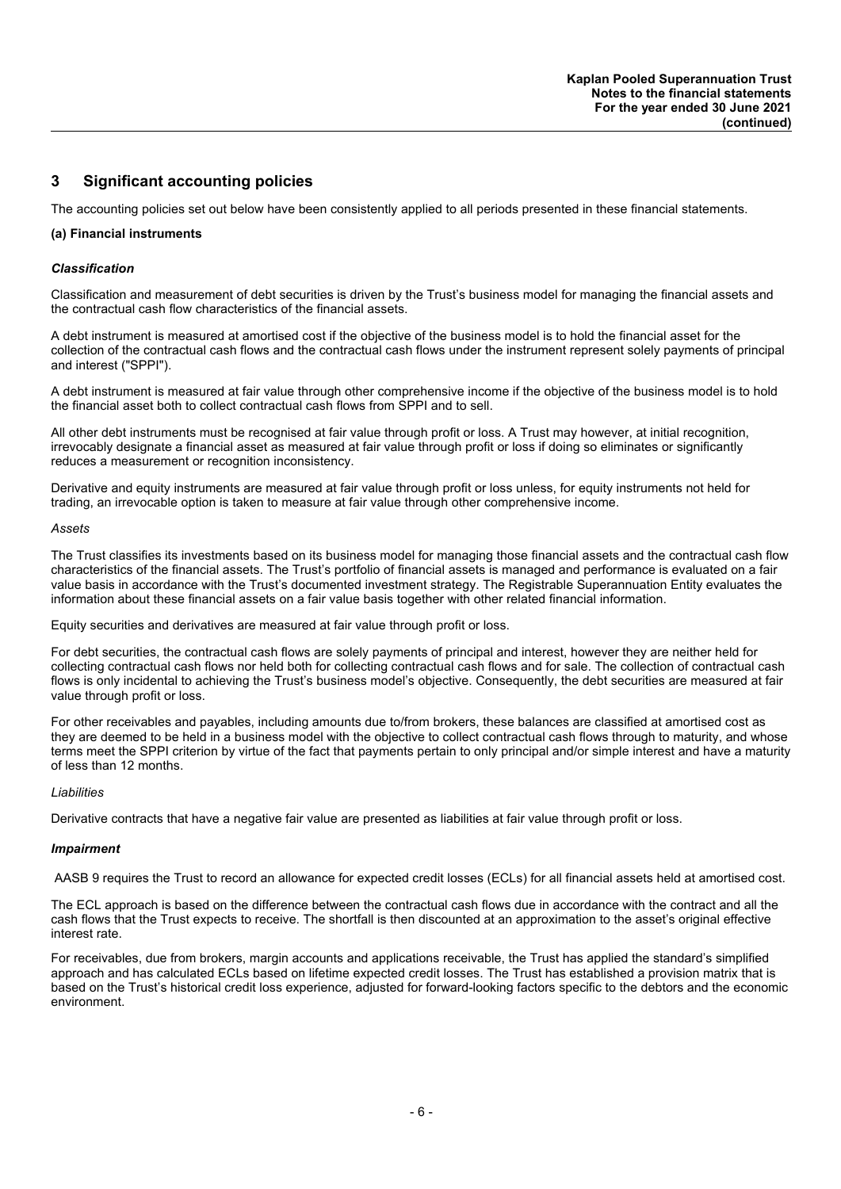## 3 Significant accounting policies

The accounting policies set out below have been consistently applied to all periods presented in these financial statements.

**(a) Financial instruments**

***Classification***

Classification and measurement of debt securities is driven by the Trust's business model for managing the financial assets and the contractual cash flow characteristics of the financial assets.

A debt instrument is measured at amortised cost if the objective of the business model is to hold the financial asset for the collection of the contractual cash flows and the contractual cash flows under the instrument represent solely payments of principal and interest ("SPPI").

A debt instrument is measured at fair value through other comprehensive income if the objective of the business model is to hold the financial asset both to collect contractual cash flows from SPPI and to sell.

All other debt instruments must be recognised at fair value through profit or loss. A Trust may however, at initial recognition, irrevocably designate a financial asset as measured at fair value through profit or loss if doing so eliminates or significantly reduces a measurement or recognition inconsistency.

Derivative and equity instruments are measured at fair value through profit or loss unless, for equity instruments not held for trading, an irrevocable option is taken to measure at fair value through other comprehensive income.

*Assets*

The Trust classifies its investments based on its business model for managing those financial assets and the contractual cash flow characteristics of the financial assets. The Trust's portfolio of financial assets is managed and performance is evaluated on a fair value basis in accordance with the Trust's documented investment strategy. The Registrable Superannuation Entity evaluates the information about these financial assets on a fair value basis together with other related financial information.

Equity securities and derivatives are measured at fair value through profit or loss.

For debt securities, the contractual cash flows are solely payments of principal and interest, however they are neither held for collecting contractual cash flows nor held both for collecting contractual cash flows and for sale. The collection of contractual cash flows is only incidental to achieving the Trust's business model's objective. Consequently, the debt securities are measured at fair value through profit or loss.

For other receivables and payables, including amounts due to/from brokers, these balances are classified at amortised cost as they are deemed to be held in a business model with the objective to collect contractual cash flows through to maturity, and whose terms meet the SPPI criterion by virtue of the fact that payments pertain to only principal and/or simple interest and have a maturity of less than 12 months.

*Liabilities*

Derivative contracts that have a negative fair value are presented as liabilities at fair value through profit or loss.

***Impairment***

AASB 9 requires the Trust to record an allowance for expected credit losses (ECLs) for all financial assets held at amortised cost.

The ECL approach is based on the difference between the contractual cash flows due in accordance with the contract and all the cash flows that the Trust expects to receive. The shortfall is then discounted at an approximation to the asset's original effective interest rate.

For receivables, due from brokers, margin accounts and applications receivable, the Trust has applied the standard's simplified approach and has calculated ECLs based on lifetime expected credit losses. The Trust has established a provision matrix that is based on the Trust's historical credit loss experience, adjusted for forward-looking factors specific to the debtors and the economic environment.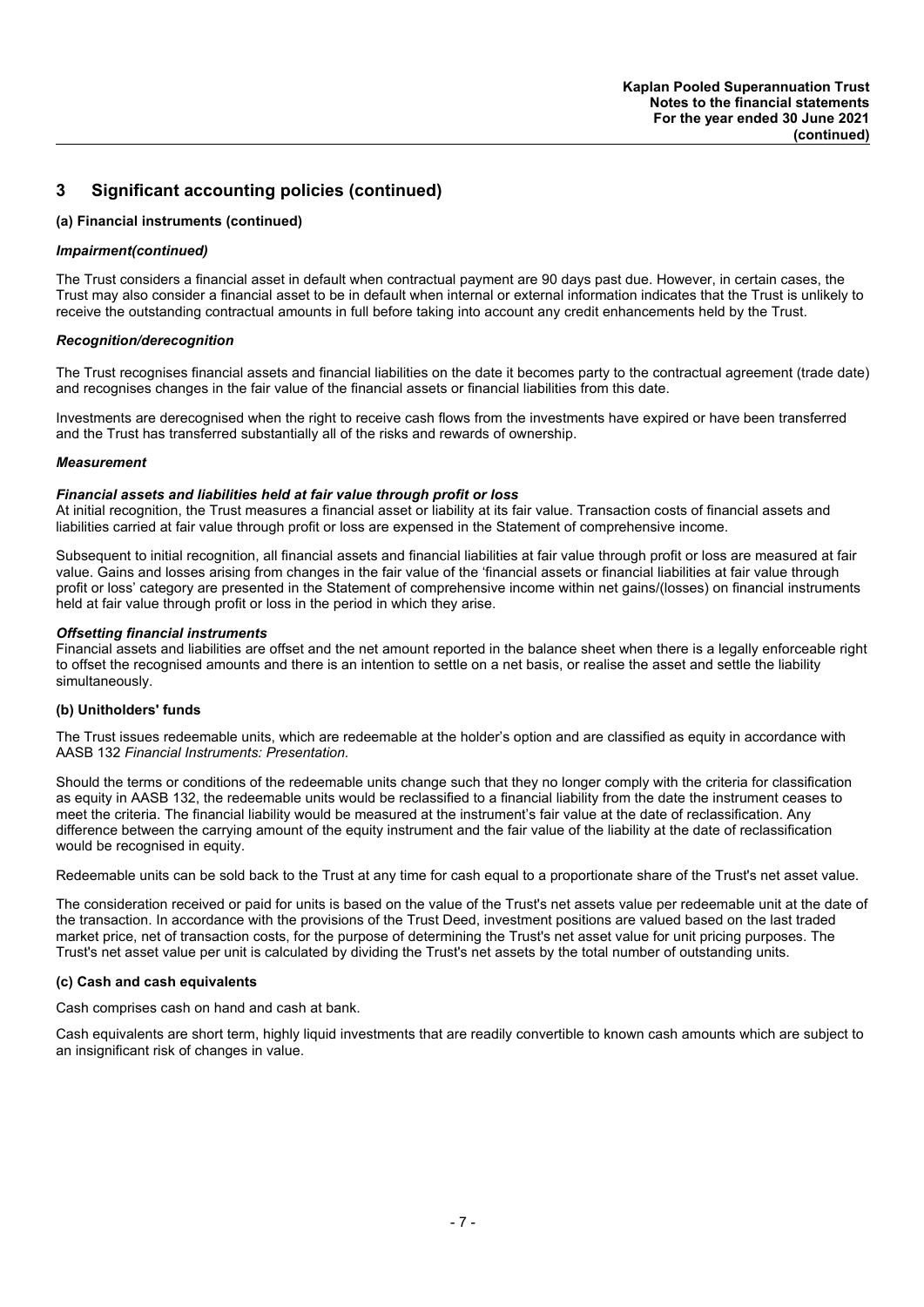## 3 Significant accounting policies (continued)

### (a) Financial instruments (continued)

***Impairment(continued)***

The Trust considers a financial asset in default when contractual payment are 90 days past due. However, in certain cases, the Trust may also consider a financial asset to be in default when internal or external information indicates that the Trust is unlikely to receive the outstanding contractual amounts in full before taking into account any credit enhancements held by the Trust.

***Recognition/derecognition***

The Trust recognises financial assets and financial liabilities on the date it becomes party to the contractual agreement (trade date) and recognises changes in the fair value of the financial assets or financial liabilities from this date.

Investments are derecognised when the right to receive cash flows from the investments have expired or have been transferred and the Trust has transferred substantially all of the risks and rewards of ownership.

***Measurement***

***Financial assets and liabilities held at fair value through profit or loss***
At initial recognition, the Trust measures a financial asset or liability at its fair value. Transaction costs of financial assets and liabilities carried at fair value through profit or loss are expensed in the Statement of comprehensive income.

Subsequent to initial recognition, all financial assets and financial liabilities at fair value through profit or loss are measured at fair value. Gains and losses arising from changes in the fair value of the 'financial assets or financial liabilities at fair value through profit or loss' category are presented in the Statement of comprehensive income within net gains/(losses) on financial instruments held at fair value through profit or loss in the period in which they arise.

***Offsetting financial instruments***
Financial assets and liabilities are offset and the net amount reported in the balance sheet when there is a legally enforceable right to offset the recognised amounts and there is an intention to settle on a net basis, or realise the asset and settle the liability simultaneously.

### (b) Unitholders' funds

The Trust issues redeemable units, which are redeemable at the holder's option and are classified as equity in accordance with AASB 132 *Financial Instruments: Presentation.*

Should the terms or conditions of the redeemable units change such that they no longer comply with the criteria for classification as equity in AASB 132, the redeemable units would be reclassified to a financial liability from the date the instrument ceases to meet the criteria. The financial liability would be measured at the instrument's fair value at the date of reclassification. Any difference between the carrying amount of the equity instrument and the fair value of the liability at the date of reclassification would be recognised in equity.

Redeemable units can be sold back to the Trust at any time for cash equal to a proportionate share of the Trust's net asset value.

The consideration received or paid for units is based on the value of the Trust's net assets value per redeemable unit at the date of the transaction. In accordance with the provisions of the Trust Deed, investment positions are valued based on the last traded market price, net of transaction costs, for the purpose of determining the Trust's net asset value for unit pricing purposes. The Trust's net asset value per unit is calculated by dividing the Trust's net assets by the total number of outstanding units.

### (c) Cash and cash equivalents

Cash comprises cash on hand and cash at bank.

Cash equivalents are short term, highly liquid investments that are readily convertible to known cash amounts which are subject to an insignificant risk of changes in value.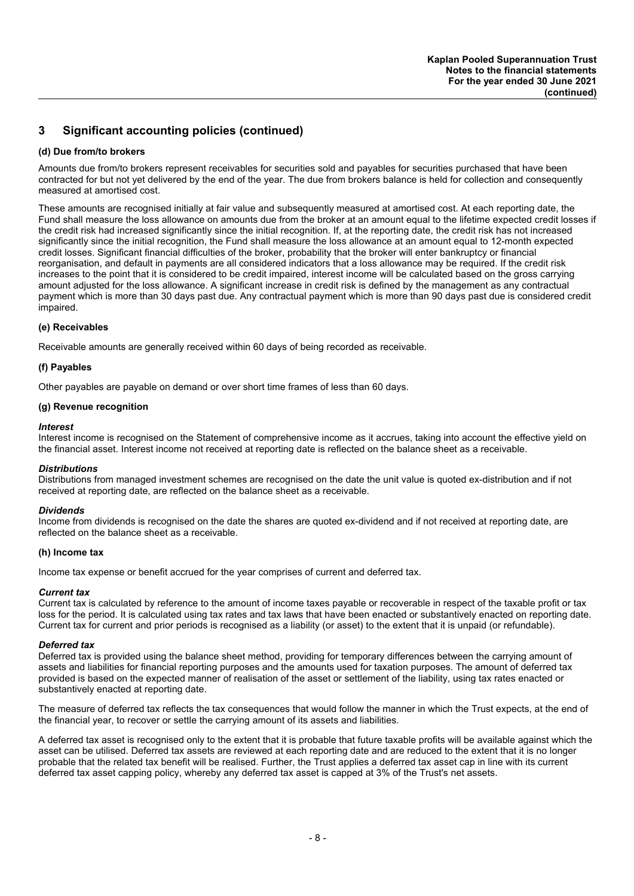## 3 Significant accounting policies (continued)

### (d) Due from/to brokers

Amounts due from/to brokers represent receivables for securities sold and payables for securities purchased that have been contracted for but not yet delivered by the end of the year. The due from brokers balance is held for collection and consequently measured at amortised cost.

These amounts are recognised initially at fair value and subsequently measured at amortised cost. At each reporting date, the Fund shall measure the loss allowance on amounts due from the broker at an amount equal to the lifetime expected credit losses if the credit risk had increased significantly since the initial recognition. If, at the reporting date, the credit risk has not increased significantly since the initial recognition, the Fund shall measure the loss allowance at an amount equal to 12-month expected credit losses. Significant financial difficulties of the broker, probability that the broker will enter bankruptcy or financial reorganisation, and default in payments are all considered indicators that a loss allowance may be required. If the credit risk increases to the point that it is considered to be credit impaired, interest income will be calculated based on the gross carrying amount adjusted for the loss allowance. A significant increase in credit risk is defined by the management as any contractual payment which is more than 30 days past due. Any contractual payment which is more than 90 days past due is considered credit impaired.

### (e) Receivables

Receivable amounts are generally received within 60 days of being recorded as receivable.

### (f) Payables

Other payables are payable on demand or over short time frames of less than 60 days.

### (g) Revenue recognition

***Interest***
Interest income is recognised on the Statement of comprehensive income as it accrues, taking into account the effective yield on the financial asset. Interest income not received at reporting date is reflected on the balance sheet as a receivable.

***Distributions***
Distributions from managed investment schemes are recognised on the date the unit value is quoted ex-distribution and if not received at reporting date, are reflected on the balance sheet as a receivable.

***Dividends***
Income from dividends is recognised on the date the shares are quoted ex-dividend and if not received at reporting date, are reflected on the balance sheet as a receivable.

### (h) Income tax

Income tax expense or benefit accrued for the year comprises of current and deferred tax.

***Current tax***
Current tax is calculated by reference to the amount of income taxes payable or recoverable in respect of the taxable profit or tax loss for the period. It is calculated using tax rates and tax laws that have been enacted or substantively enacted on reporting date. Current tax for current and prior periods is recognised as a liability (or asset) to the extent that it is unpaid (or refundable).

***Deferred tax***
Deferred tax is provided using the balance sheet method, providing for temporary differences between the carrying amount of assets and liabilities for financial reporting purposes and the amounts used for taxation purposes. The amount of deferred tax provided is based on the expected manner of realisation of the asset or settlement of the liability, using tax rates enacted or substantively enacted at reporting date.

The measure of deferred tax reflects the tax consequences that would follow the manner in which the Trust expects, at the end of the financial year, to recover or settle the carrying amount of its assets and liabilities.

A deferred tax asset is recognised only to the extent that it is probable that future taxable profits will be available against which the asset can be utilised. Deferred tax assets are reviewed at each reporting date and are reduced to the extent that it is no longer probable that the related tax benefit will be realised. Further, the Trust applies a deferred tax asset cap in line with its current deferred tax asset capping policy, whereby any deferred tax asset is capped at 3% of the Trust's net assets.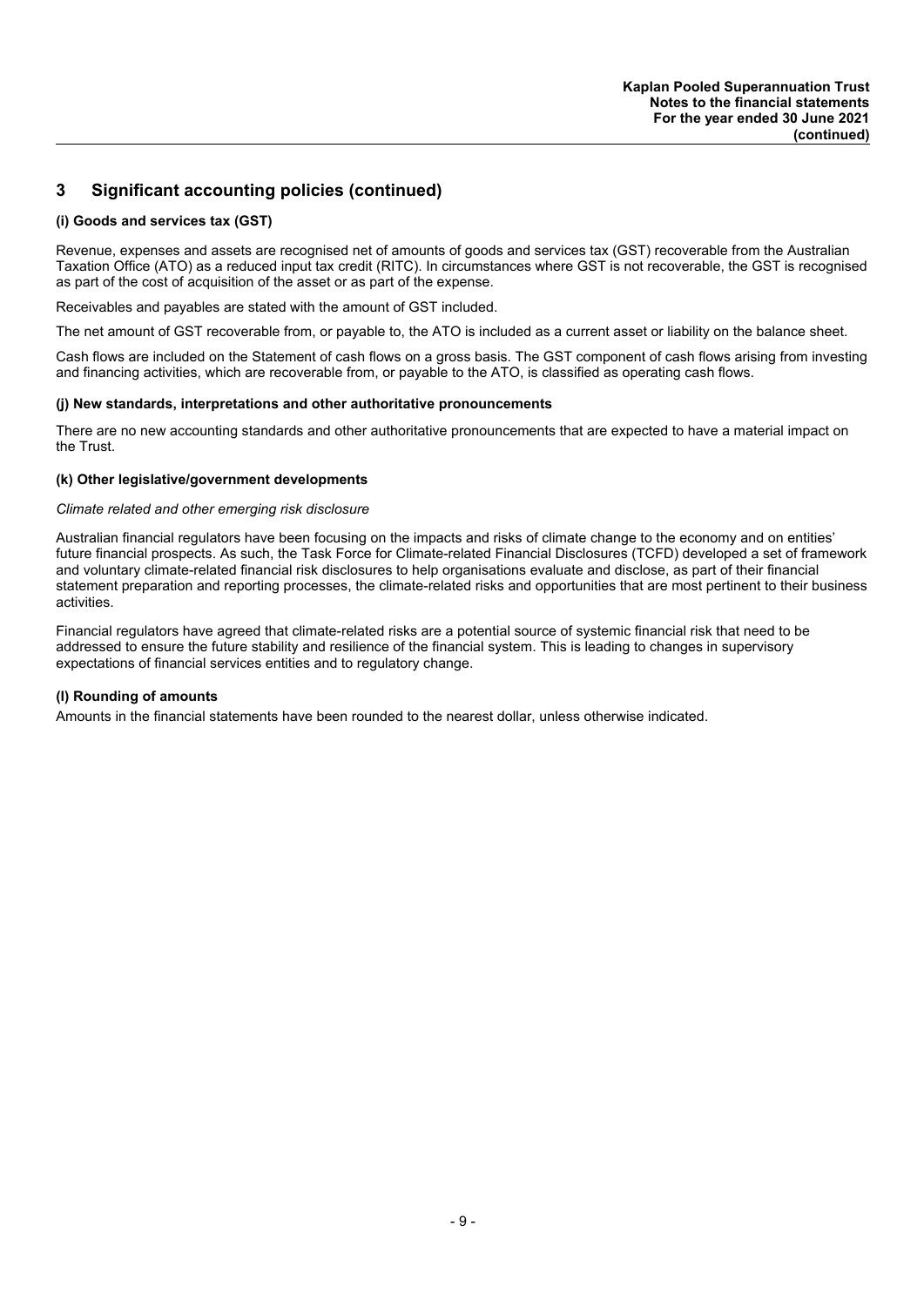## 3 Significant accounting policies (continued)

### (i) Goods and services tax (GST)

Revenue, expenses and assets are recognised net of amounts of goods and services tax (GST) recoverable from the Australian Taxation Office (ATO) as a reduced input tax credit (RITC). In circumstances where GST is not recoverable, the GST is recognised as part of the cost of acquisition of the asset or as part of the expense.

Receivables and payables are stated with the amount of GST included.

The net amount of GST recoverable from, or payable to, the ATO is included as a current asset or liability on the balance sheet.

Cash flows are included on the Statement of cash flows on a gross basis. The GST component of cash flows arising from investing and financing activities, which are recoverable from, or payable to the ATO, is classified as operating cash flows.

### (j) New standards, interpretations and other authoritative pronouncements

There are no new accounting standards and other authoritative pronouncements that are expected to have a material impact on the Trust.

### (k) Other legislative/government developments

*Climate related and other emerging risk disclosure*

Australian financial regulators have been focusing on the impacts and risks of climate change to the economy and on entities' future financial prospects. As such, the Task Force for Climate-related Financial Disclosures (TCFD) developed a set of framework and voluntary climate-related financial risk disclosures to help organisations evaluate and disclose, as part of their financial statement preparation and reporting processes, the climate-related risks and opportunities that are most pertinent to their business activities.

Financial regulators have agreed that climate-related risks are a potential source of systemic financial risk that need to be addressed to ensure the future stability and resilience of the financial system. This is leading to changes in supervisory expectations of financial services entities and to regulatory change.

### (l) Rounding of amounts

Amounts in the financial statements have been rounded to the nearest dollar, unless otherwise indicated.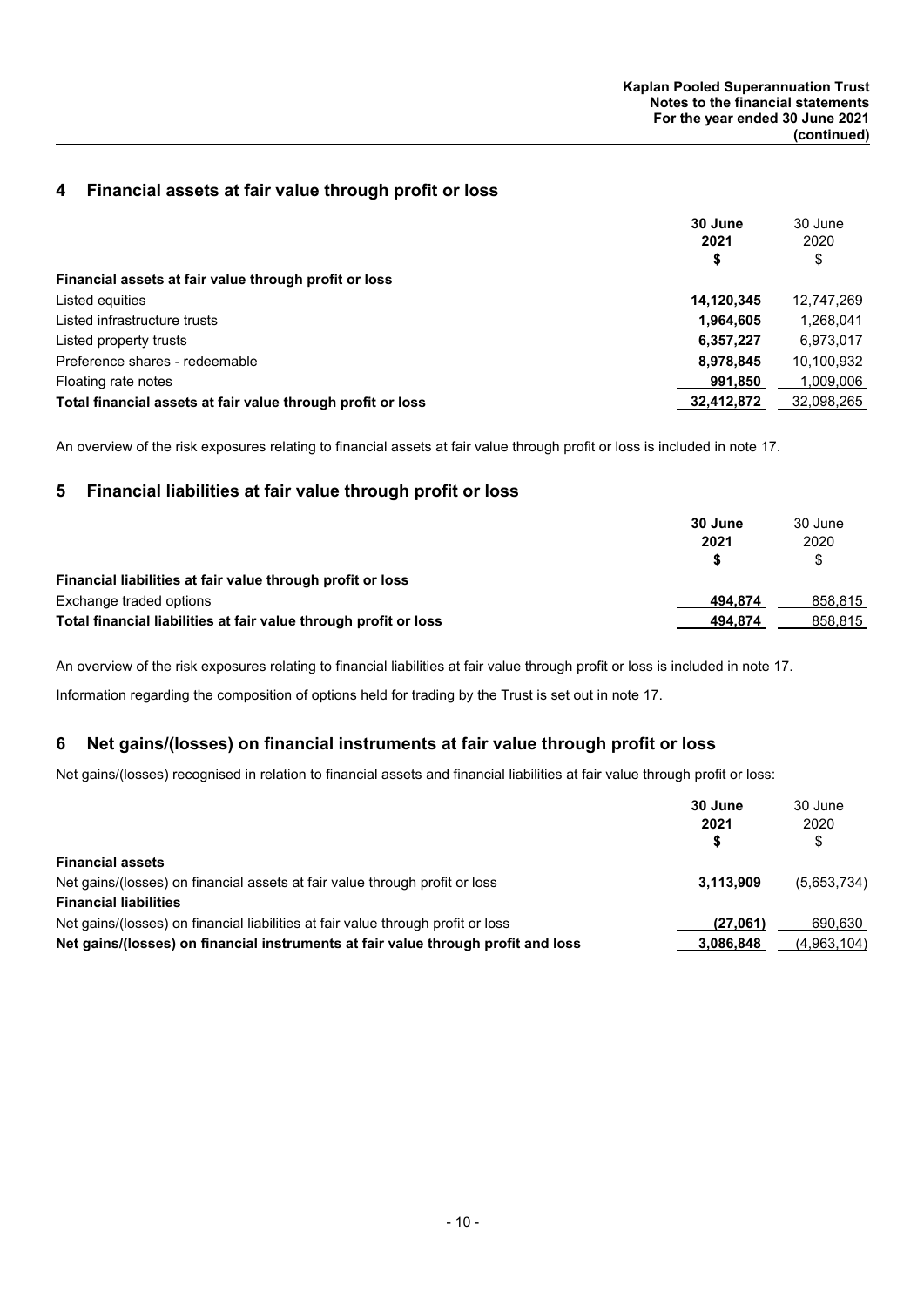## 4 Financial assets at fair value through profit or loss

| | 30 June 2021 $ | 30 June 2020 $ |
|---|---|---|
| **Financial assets at fair value through profit or loss** | | |
| Listed equities | **14,120,345** | 12,747,269 |
| Listed infrastructure trusts | **1,964,605** | 1,268,041 |
| Listed property trusts | **6,357,227** | 6,973,017 |
| Preference shares - redeemable | **8,978,845** | 10,100,932 |
| Floating rate notes | **991,850** | 1,009,006 |
| **Total financial assets at fair value through profit or loss** | **32,412,872** | 32,098,265 |

An overview of the risk exposures relating to financial assets at fair value through profit or loss is included in note 17.

## 5 Financial liabilities at fair value through profit or loss

| | 30 June 2021 $ | 30 June 2020 $ |
|---|---|---|
| **Financial liabilities at fair value through profit or loss** | | |
| Exchange traded options | **494,874** | 858,815 |
| **Total financial liabilities at fair value through profit or loss** | **494,874** | 858,815 |

An overview of the risk exposures relating to financial liabilities at fair value through profit or loss is included in note 17.

Information regarding the composition of options held for trading by the Trust is set out in note 17.

## 6 Net gains/(losses) on financial instruments at fair value through profit or loss

Net gains/(losses) recognised in relation to financial assets and financial liabilities at fair value through profit or loss:

| | 30 June 2021 $ | 30 June 2020 $ |
|---|---|---|
| **Financial assets** | | |
| Net gains/(losses) on financial assets at fair value through profit or loss | **3,113,909** | (5,653,734) |
| **Financial liabilities** | | |
| Net gains/(losses) on financial liabilities at fair value through profit or loss | **(27,061)** | 690,630 |
| **Net gains/(losses) on financial instruments at fair value through profit and loss** | **3,086,848** | (4,963,104) |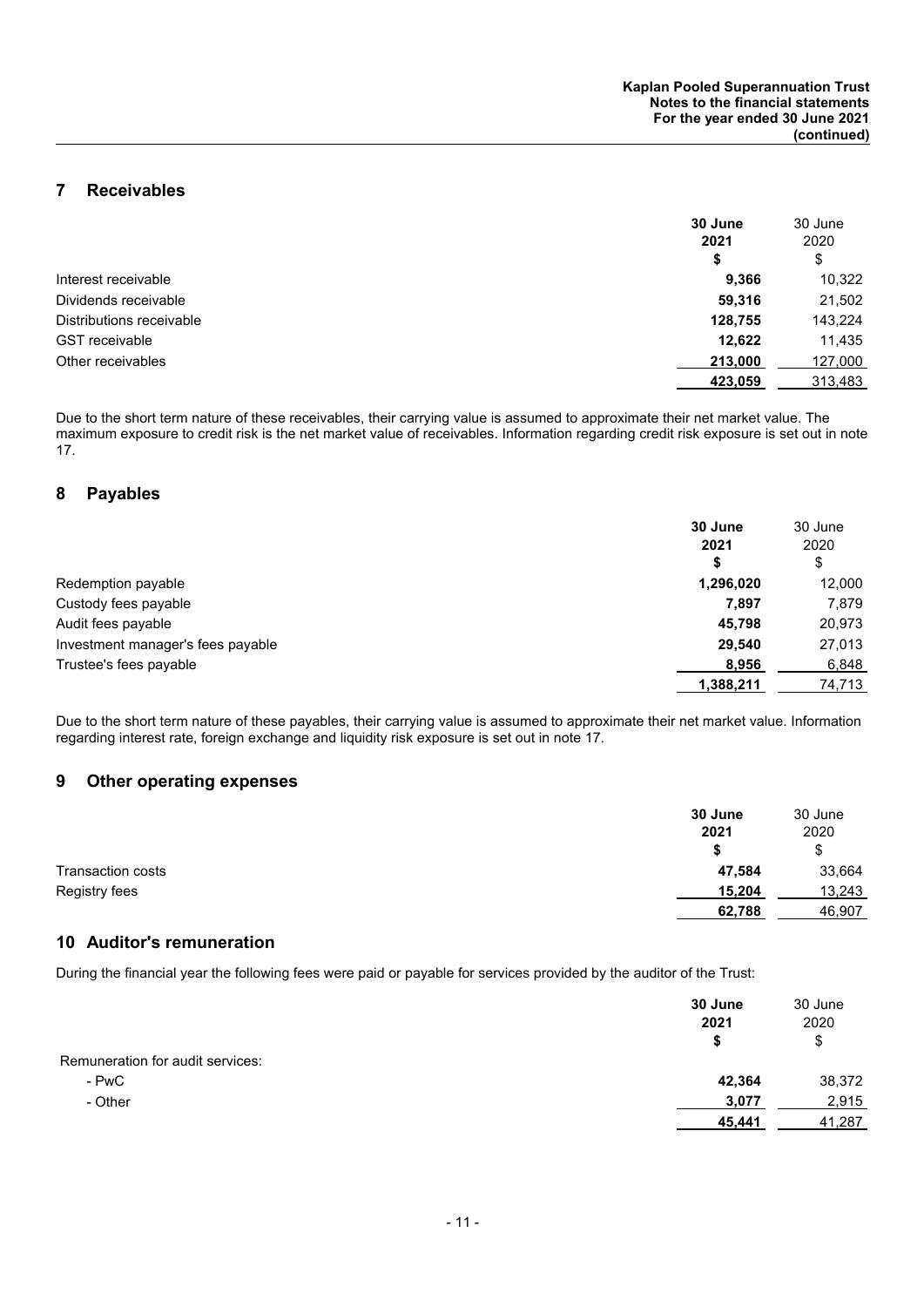## 7 Receivables

| | 30 June 2021 $ | 30 June 2020 $ |
|---|---|---|
| Interest receivable | **9,366** | 10,322 |
| Dividends receivable | **59,316** | 21,502 |
| Distributions receivable | **128,755** | 143,224 |
| GST receivable | **12,622** | 11,435 |
| Other receivables | **213,000** | 127,000 |
| | **423,059** | 313,483 |

Due to the short term nature of these receivables, their carrying value is assumed to approximate their net market value. The maximum exposure to credit risk is the net market value of receivables. Information regarding credit risk exposure is set out in note 17.

## 8 Payables

| | 30 June 2021 $ | 30 June 2020 $ |
|---|---|---|
| Redemption payable | **1,296,020** | 12,000 |
| Custody fees payable | **7,897** | 7,879 |
| Audit fees payable | **45,798** | 20,973 |
| Investment manager's fees payable | **29,540** | 27,013 |
| Trustee's fees payable | **8,956** | 6,848 |
| | **1,388,211** | 74,713 |

Due to the short term nature of these payables, their carrying value is assumed to approximate their net market value. Information regarding interest rate, foreign exchange and liquidity risk exposure is set out in note 17.

## 9 Other operating expenses

| | 30 June 2021 $ | 30 June 2020 $ |
|---|---|---|
| Transaction costs | **47,584** | 33,664 |
| Registry fees | **15,204** | 13,243 |
| | **62,788** | 46,907 |

## 10 Auditor's remuneration

During the financial year the following fees were paid or payable for services provided by the auditor of the Trust:

| | 30 June 2021 $ | 30 June 2020 $ |
|---|---|---|
| Remuneration for audit services: | | |
| - PwC | **42,364** | 38,372 |
| - Other | **3,077** | 2,915 |
| | **45,441** | 41,287 |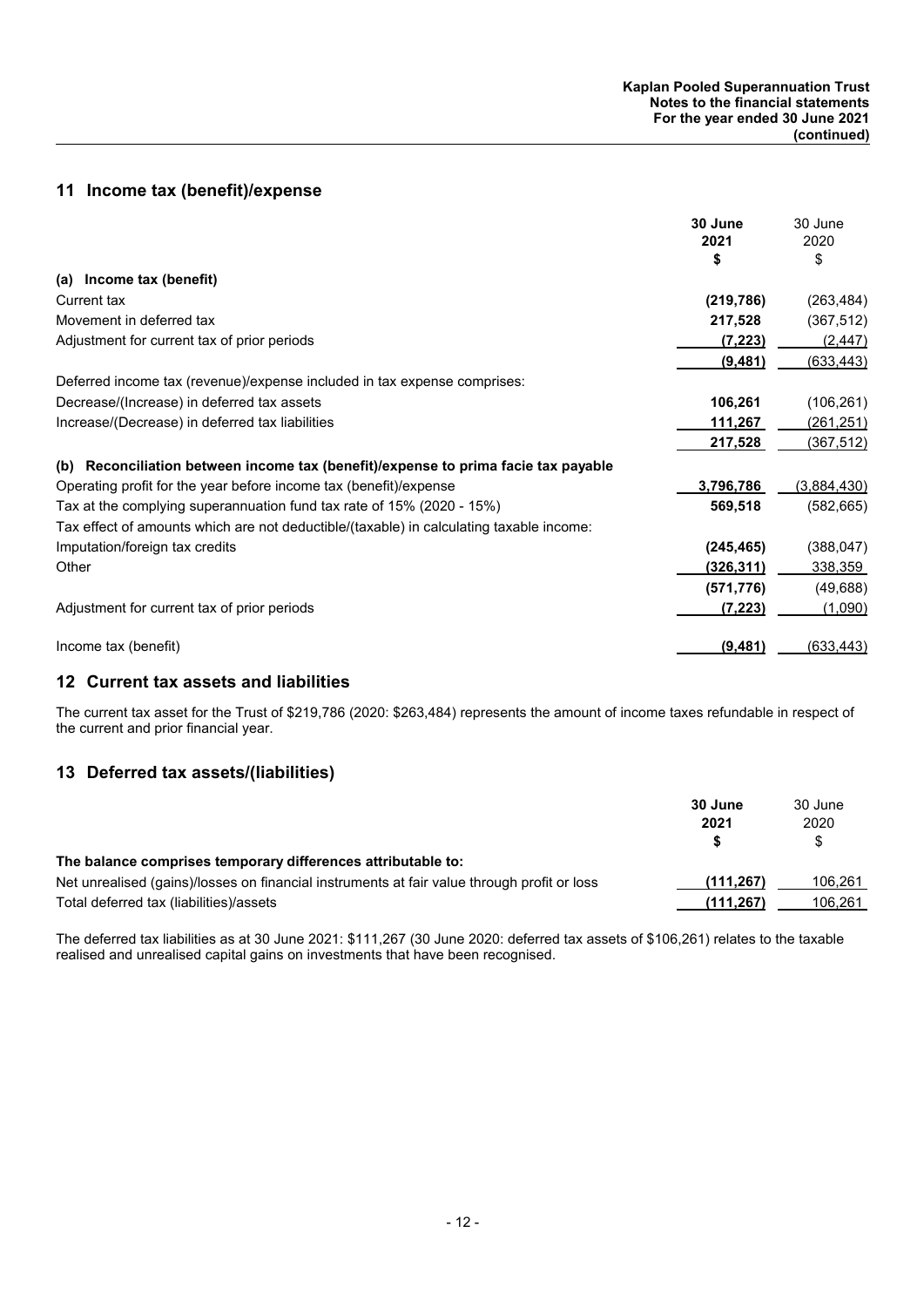## 11 Income tax (benefit)/expense

| | 30 June 2021 $ | 30 June 2020 $ |
|---|---|---|
| **(a) Income tax (benefit)** | | |
| Current tax | **(219,786)** | (263,484) |
| Movement in deferred tax | **217,528** | (367,512) |
| Adjustment for current tax of prior periods | **(7,223)** | (2,447) |
| | **(9,481)** | (633,443) |
| Deferred income tax (revenue)/expense included in tax expense comprises: | | |
| Decrease/(Increase) in deferred tax assets | **106,261** | (106,261) |
| Increase/(Decrease) in deferred tax liabilities | **111,267** | (261,251) |
| | **217,528** | (367,512) |
| **(b) Reconciliation between income tax (benefit)/expense to prima facie tax payable** | | |
| Operating profit for the year before income tax (benefit)/expense | **3,796,786** | (3,884,430) |
| Tax at the complying superannuation fund tax rate of 15% (2020 - 15%) | **569,518** | (582,665) |
| Tax effect of amounts which are not deductible/(taxable) in calculating taxable income: | | |
| Imputation/foreign tax credits | **(245,465)** | (388,047) |
| Other | **(326,311)** | 338,359 |
| | **(571,776)** | (49,688) |
| Adjustment for current tax of prior periods | **(7,223)** | (1,090) |
| Income tax (benefit) | **(9,481)** | (633,443) |

## 12 Current tax assets and liabilities

The current tax asset for the Trust of $219,786 (2020: $263,484) represents the amount of income taxes refundable in respect of the current and prior financial year.

## 13 Deferred tax assets/(liabilities)

| | 30 June 2021 $ | 30 June 2020 $ |
|---|---|---|
| **The balance comprises temporary differences attributable to:** | | |
| Net unrealised (gains)/losses on financial instruments at fair value through profit or loss | **(111,267)** | 106,261 |
| Total deferred tax (liabilities)/assets | **(111,267)** | 106,261 |

The deferred tax liabilities as at 30 June 2021: $111,267 (30 June 2020: deferred tax assets of $106,261) relates to the taxable realised and unrealised capital gains on investments that have been recognised.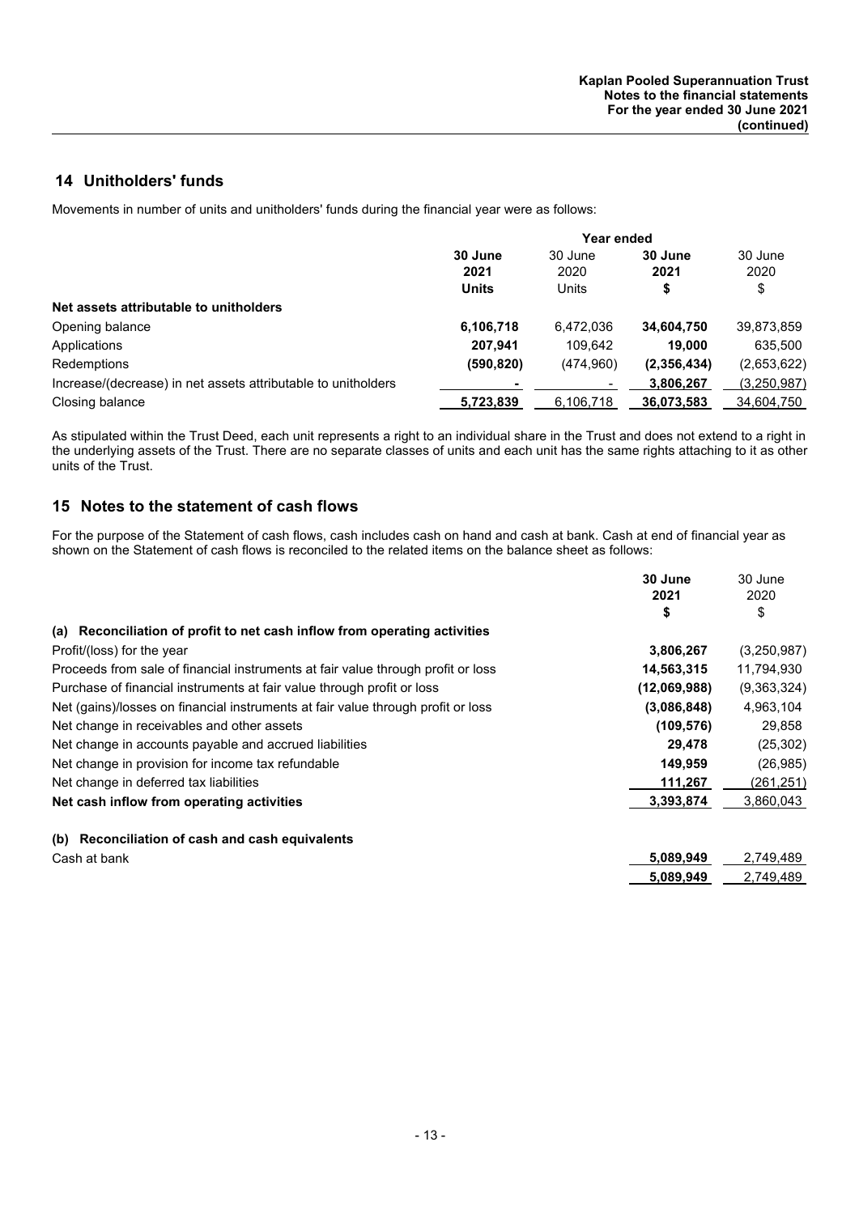## 14 Unitholders' funds

Movements in number of units and unitholders' funds during the financial year were as follows:

| | Year ended | | | |
|---|---|---|---|---|
| | **30 June 2021 Units** | 30 June 2020 Units | **30 June 2021 $** | 30 June 2020 $ |
| **Net assets attributable to unitholders** | | | | |
| Opening balance | **6,106,718** | 6,472,036 | **34,604,750** | 39,873,859 |
| Applications | **207,941** | 109,642 | **19,000** | 635,500 |
| Redemptions | **(590,820)** | (474,960) | **(2,356,434)** | (2,653,622) |
| Increase/(decrease) in net assets attributable to unitholders | **-** | - | **3,806,267** | (3,250,987) |
| Closing balance | **5,723,839** | 6,106,718 | **36,073,583** | 34,604,750 |

As stipulated within the Trust Deed, each unit represents a right to an individual share in the Trust and does not extend to a right in the underlying assets of the Trust. There are no separate classes of units and each unit has the same rights attaching to it as other units of the Trust.

## 15 Notes to the statement of cash flows

For the purpose of the Statement of cash flows, cash includes cash on hand and cash at bank. Cash at end of financial year as shown on the Statement of cash flows is reconciled to the related items on the balance sheet as follows:

| | **30 June 2021 $** | 30 June 2020 $ |
|---|---|---|
| **(a) Reconciliation of profit to net cash inflow from operating activities** | | |
| Profit/(loss) for the year | **3,806,267** | (3,250,987) |
| Proceeds from sale of financial instruments at fair value through profit or loss | **14,563,315** | 11,794,930 |
| Purchase of financial instruments at fair value through profit or loss | **(12,069,988)** | (9,363,324) |
| Net (gains)/losses on financial instruments at fair value through profit or loss | **(3,086,848)** | 4,963,104 |
| Net change in receivables and other assets | **(109,576)** | 29,858 |
| Net change in accounts payable and accrued liabilities | **29,478** | (25,302) |
| Net change in provision for income tax refundable | **149,959** | (26,985) |
| Net change in deferred tax liabilities | **111,267** | (261,251) |
| **Net cash inflow from operating activities** | **3,393,874** | 3,860,043 |
| | | |
| **(b) Reconciliation of cash and cash equivalents** | | |
| Cash at bank | **5,089,949** | 2,749,489 |
| | **5,089,949** | 2,749,489 |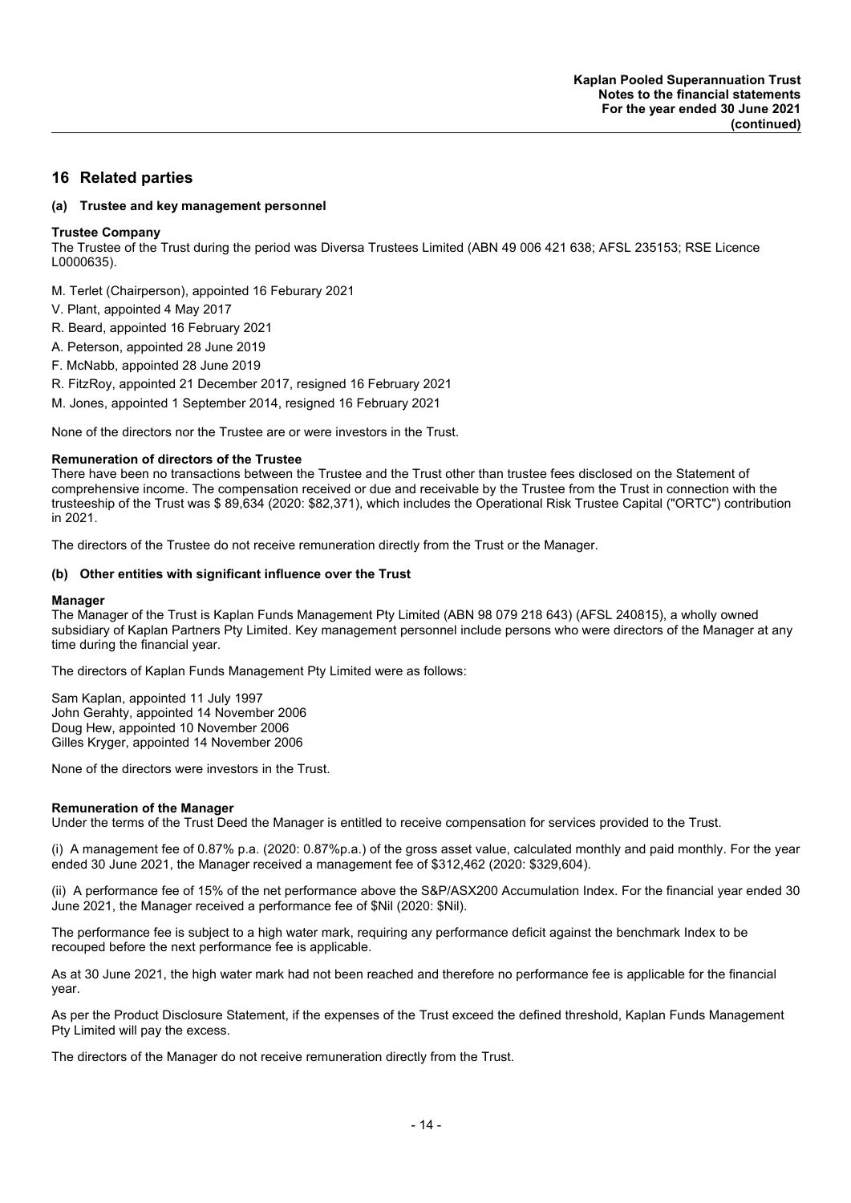## 16 Related parties

### (a) Trustee and key management personnel

**Trustee Company**

The Trustee of the Trust during the period was Diversa Trustees Limited (ABN 49 006 421 638; AFSL 235153; RSE Licence L0000635).

- M. Terlet (Chairperson), appointed 16 Feburary 2021
- V. Plant, appointed 4 May 2017
- R. Beard, appointed 16 February 2021
- A. Peterson, appointed 28 June 2019
- F. McNabb, appointed 28 June 2019
- R. FitzRoy, appointed 21 December 2017, resigned 16 February 2021
- M. Jones, appointed 1 September 2014, resigned 16 February 2021

None of the directors nor the Trustee are or were investors in the Trust.

**Remuneration of directors of the Trustee**

There have been no transactions between the Trustee and the Trust other than trustee fees disclosed on the Statement of comprehensive income. The compensation received or due and receivable by the Trustee from the Trust in connection with the trusteeship of the Trust was $ 89,634 (2020: $82,371), which includes the Operational Risk Trustee Capital ("ORTC") contribution in 2021.

The directors of the Trustee do not receive remuneration directly from the Trust or the Manager.

### (b) Other entities with significant influence over the Trust

**Manager**

The Manager of the Trust is Kaplan Funds Management Pty Limited (ABN 98 079 218 643) (AFSL 240815), a wholly owned subsidiary of Kaplan Partners Pty Limited. Key management personnel include persons who were directors of the Manager at any time during the financial year.

The directors of Kaplan Funds Management Pty Limited were as follows:

Sam Kaplan, appointed 11 July 1997
John Gerahty, appointed 14 November 2006
Doug Hew, appointed 10 November 2006
Gilles Kryger, appointed 14 November 2006

None of the directors were investors in the Trust.

**Remuneration of the Manager**

Under the terms of the Trust Deed the Manager is entitled to receive compensation for services provided to the Trust.

(i) A management fee of 0.87% p.a. (2020: 0.87%p.a.) of the gross asset value, calculated monthly and paid monthly. For the year ended 30 June 2021, the Manager received a management fee of $312,462 (2020: $329,604).

(ii) A performance fee of 15% of the net performance above the S&P/ASX200 Accumulation Index. For the financial year ended 30 June 2021, the Manager received a performance fee of $Nil (2020: $Nil).

The performance fee is subject to a high water mark, requiring any performance deficit against the benchmark Index to be recouped before the next performance fee is applicable.

As at 30 June 2021, the high water mark had not been reached and therefore no performance fee is applicable for the financial year.

As per the Product Disclosure Statement, if the expenses of the Trust exceed the defined threshold, Kaplan Funds Management Pty Limited will pay the excess.

The directors of the Manager do not receive remuneration directly from the Trust.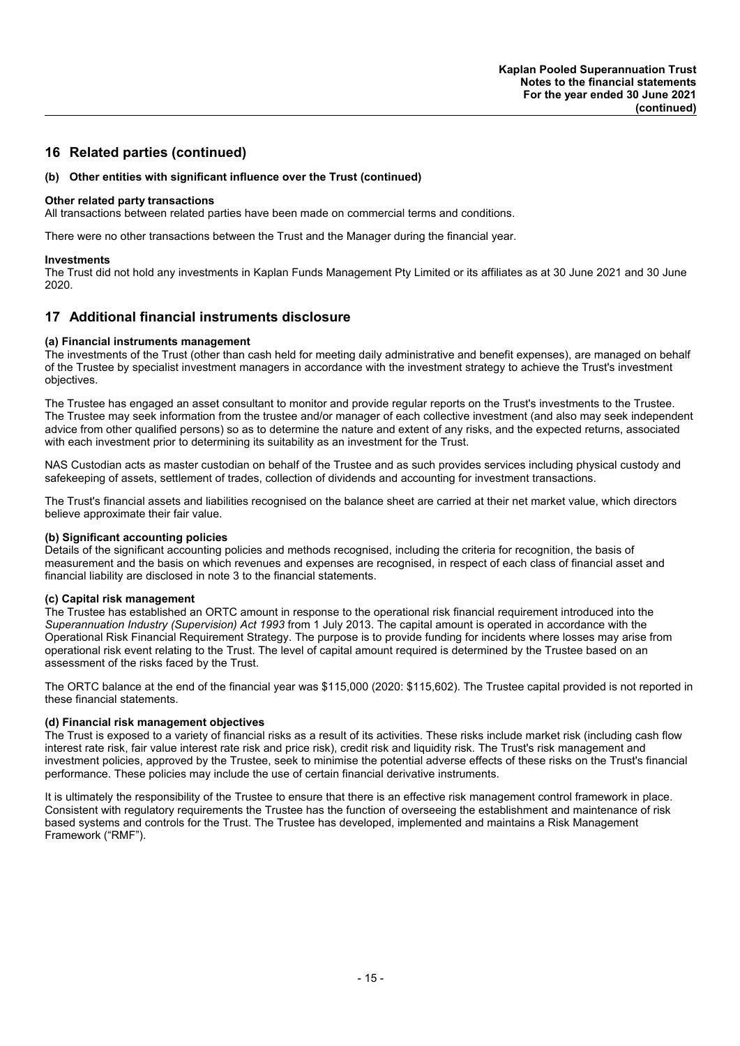## 16 Related parties (continued)

### (b) Other entities with significant influence over the Trust (continued)

**Other related party transactions**
All transactions between related parties have been made on commercial terms and conditions.

There were no other transactions between the Trust and the Manager during the financial year.

**Investments**
The Trust did not hold any investments in Kaplan Funds Management Pty Limited or its affiliates as at 30 June 2021 and 30 June 2020.

## 17 Additional financial instruments disclosure

**(a) Financial instruments management**
The investments of the Trust (other than cash held for meeting daily administrative and benefit expenses), are managed on behalf of the Trustee by specialist investment managers in accordance with the investment strategy to achieve the Trust's investment objectives.

The Trustee has engaged an asset consultant to monitor and provide regular reports on the Trust's investments to the Trustee. The Trustee may seek information from the trustee and/or manager of each collective investment (and also may seek independent advice from other qualified persons) so as to determine the nature and extent of any risks, and the expected returns, associated with each investment prior to determining its suitability as an investment for the Trust.

NAS Custodian acts as master custodian on behalf of the Trustee and as such provides services including physical custody and safekeeping of assets, settlement of trades, collection of dividends and accounting for investment transactions.

The Trust's financial assets and liabilities recognised on the balance sheet are carried at their net market value, which directors believe approximate their fair value.

**(b) Significant accounting policies**
Details of the significant accounting policies and methods recognised, including the criteria for recognition, the basis of measurement and the basis on which revenues and expenses are recognised, in respect of each class of financial asset and financial liability are disclosed in note 3 to the financial statements.

**(c) Capital risk management**
The Trustee has established an ORTC amount in response to the operational risk financial requirement introduced into the *Superannuation Industry (Supervision) Act 1993* from 1 July 2013. The capital amount is operated in accordance with the Operational Risk Financial Requirement Strategy. The purpose is to provide funding for incidents where losses may arise from operational risk event relating to the Trust. The level of capital amount required is determined by the Trustee based on an assessment of the risks faced by the Trust.

The ORTC balance at the end of the financial year was $115,000 (2020: $115,602). The Trustee capital provided is not reported in these financial statements.

**(d) Financial risk management objectives**
The Trust is exposed to a variety of financial risks as a result of its activities. These risks include market risk (including cash flow interest rate risk, fair value interest rate risk and price risk), credit risk and liquidity risk. The Trust's risk management and investment policies, approved by the Trustee, seek to minimise the potential adverse effects of these risks on the Trust's financial performance. These policies may include the use of certain financial derivative instruments.

It is ultimately the responsibility of the Trustee to ensure that there is an effective risk management control framework in place. Consistent with regulatory requirements the Trustee has the function of overseeing the establishment and maintenance of risk based systems and controls for the Trust. The Trustee has developed, implemented and maintains a Risk Management Framework ("RMF").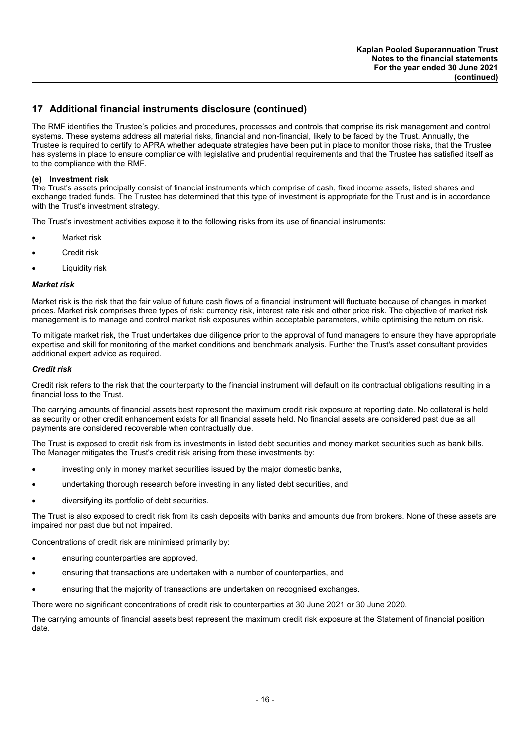## 17 Additional financial instruments disclosure (continued)

The RMF identifies the Trustee's policies and procedures, processes and controls that comprise its risk management and control systems. These systems address all material risks, financial and non-financial, likely to be faced by the Trust. Annually, the Trustee is required to certify to APRA whether adequate strategies have been put in place to monitor those risks, that the Trustee has systems in place to ensure compliance with legislative and prudential requirements and that the Trustee has satisfied itself as to the compliance with the RMF.

### (e) Investment risk

The Trust's assets principally consist of financial instruments which comprise of cash, fixed income assets, listed shares and exchange traded funds. The Trustee has determined that this type of investment is appropriate for the Trust and is in accordance with the Trust's investment strategy.

The Trust's investment activities expose it to the following risks from its use of financial instruments:

- Market risk
- Credit risk
- Liquidity risk

#### *Market risk*

Market risk is the risk that the fair value of future cash flows of a financial instrument will fluctuate because of changes in market prices. Market risk comprises three types of risk: currency risk, interest rate risk and other price risk. The objective of market risk management is to manage and control market risk exposures within acceptable parameters, while optimising the return on risk.

To mitigate market risk, the Trust undertakes due diligence prior to the approval of fund managers to ensure they have appropriate expertise and skill for monitoring of the market conditions and benchmark analysis. Further the Trust's asset consultant provides additional expert advice as required.

#### *Credit risk*

Credit risk refers to the risk that the counterparty to the financial instrument will default on its contractual obligations resulting in a financial loss to the Trust.

The carrying amounts of financial assets best represent the maximum credit risk exposure at reporting date. No collateral is held as security or other credit enhancement exists for all financial assets held. No financial assets are considered past due as all payments are considered recoverable when contractually due.

The Trust is exposed to credit risk from its investments in listed debt securities and money market securities such as bank bills. The Manager mitigates the Trust's credit risk arising from these investments by:

- investing only in money market securities issued by the major domestic banks,
- undertaking thorough research before investing in any listed debt securities, and
- diversifying its portfolio of debt securities.

The Trust is also exposed to credit risk from its cash deposits with banks and amounts due from brokers. None of these assets are impaired nor past due but not impaired.

Concentrations of credit risk are minimised primarily by:

- ensuring counterparties are approved,
- ensuring that transactions are undertaken with a number of counterparties, and
- ensuring that the majority of transactions are undertaken on recognised exchanges.

There were no significant concentrations of credit risk to counterparties at 30 June 2021 or 30 June 2020.

The carrying amounts of financial assets best represent the maximum credit risk exposure at the Statement of financial position date.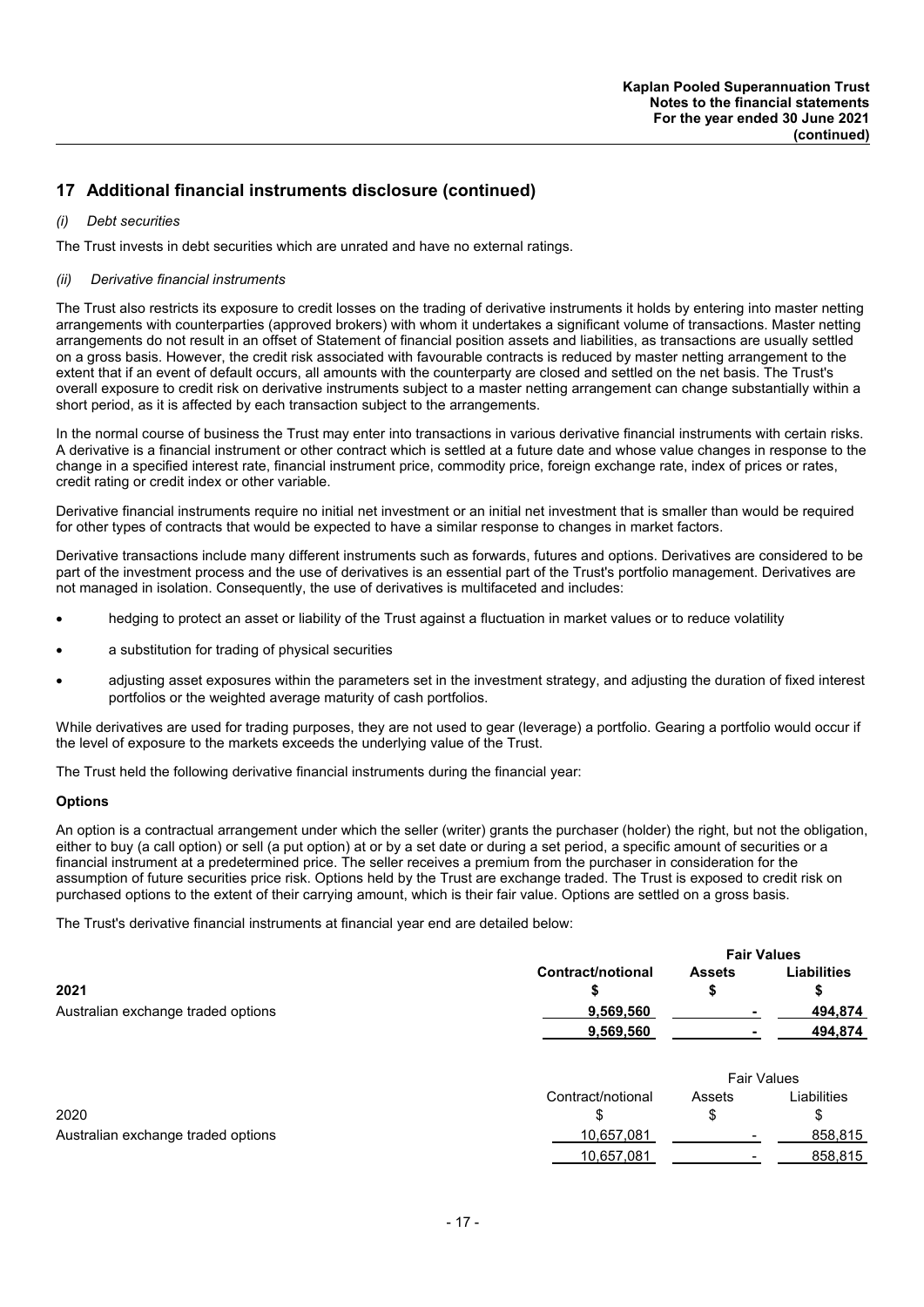## 17 Additional financial instruments disclosure (continued)

*(i) Debt securities*

The Trust invests in debt securities which are unrated and have no external ratings.

*(ii) Derivative financial instruments*

The Trust also restricts its exposure to credit losses on the trading of derivative instruments it holds by entering into master netting arrangements with counterparties (approved brokers) with whom it undertakes a significant volume of transactions. Master netting arrangements do not result in an offset of Statement of financial position assets and liabilities, as transactions are usually settled on a gross basis. However, the credit risk associated with favourable contracts is reduced by master netting arrangement to the extent that if an event of default occurs, all amounts with the counterparty are closed and settled on the net basis. The Trust's overall exposure to credit risk on derivative instruments subject to a master netting arrangement can change substantially within a short period, as it is affected by each transaction subject to the arrangements.

In the normal course of business the Trust may enter into transactions in various derivative financial instruments with certain risks. A derivative is a financial instrument or other contract which is settled at a future date and whose value changes in response to the change in a specified interest rate, financial instrument price, commodity price, foreign exchange rate, index of prices or rates, credit rating or credit index or other variable.

Derivative financial instruments require no initial net investment or an initial net investment that is smaller than would be required for other types of contracts that would be expected to have a similar response to changes in market factors.

Derivative transactions include many different instruments such as forwards, futures and options. Derivatives are considered to be part of the investment process and the use of derivatives is an essential part of the Trust's portfolio management. Derivatives are not managed in isolation. Consequently, the use of derivatives is multifaceted and includes:

- hedging to protect an asset or liability of the Trust against a fluctuation in market values or to reduce volatility
- a substitution for trading of physical securities
- adjusting asset exposures within the parameters set in the investment strategy, and adjusting the duration of fixed interest portfolios or the weighted average maturity of cash portfolios.

While derivatives are used for trading purposes, they are not used to gear (leverage) a portfolio. Gearing a portfolio would occur if the level of exposure to the markets exceeds the underlying value of the Trust.

The Trust held the following derivative financial instruments during the financial year:

**Options**

An option is a contractual arrangement under which the seller (writer) grants the purchaser (holder) the right, but not the obligation, either to buy (a call option) or sell (a put option) at or by a set date or during a set period, a specific amount of securities or a financial instrument at a predetermined price. The seller receives a premium from the purchaser in consideration for the assumption of future securities price risk. Options held by the Trust are exchange traded. The Trust is exposed to credit risk on purchased options to the extent of their carrying amount, which is their fair value. Options are settled on a gross basis.

The Trust's derivative financial instruments at financial year end are detailed below:

| | | **Fair Values** | |
|---|---|---|---|
| | **Contract/notional** | **Assets** | **Liabilities** |
| **2021** | **$** | **$** | **$** |
| Australian exchange traded options | **9,569,560** | **-** | **494,874** |
| | **9,569,560** | **-** | **494,874** |

| | | Fair Values | |
|---|---|---|---|
| | Contract/notional | Assets | Liabilities |
| 2020 | $ | $ | $ |
| Australian exchange traded options | 10,657,081 | - | 858,815 |
| | 10,657,081 | - | 858,815 |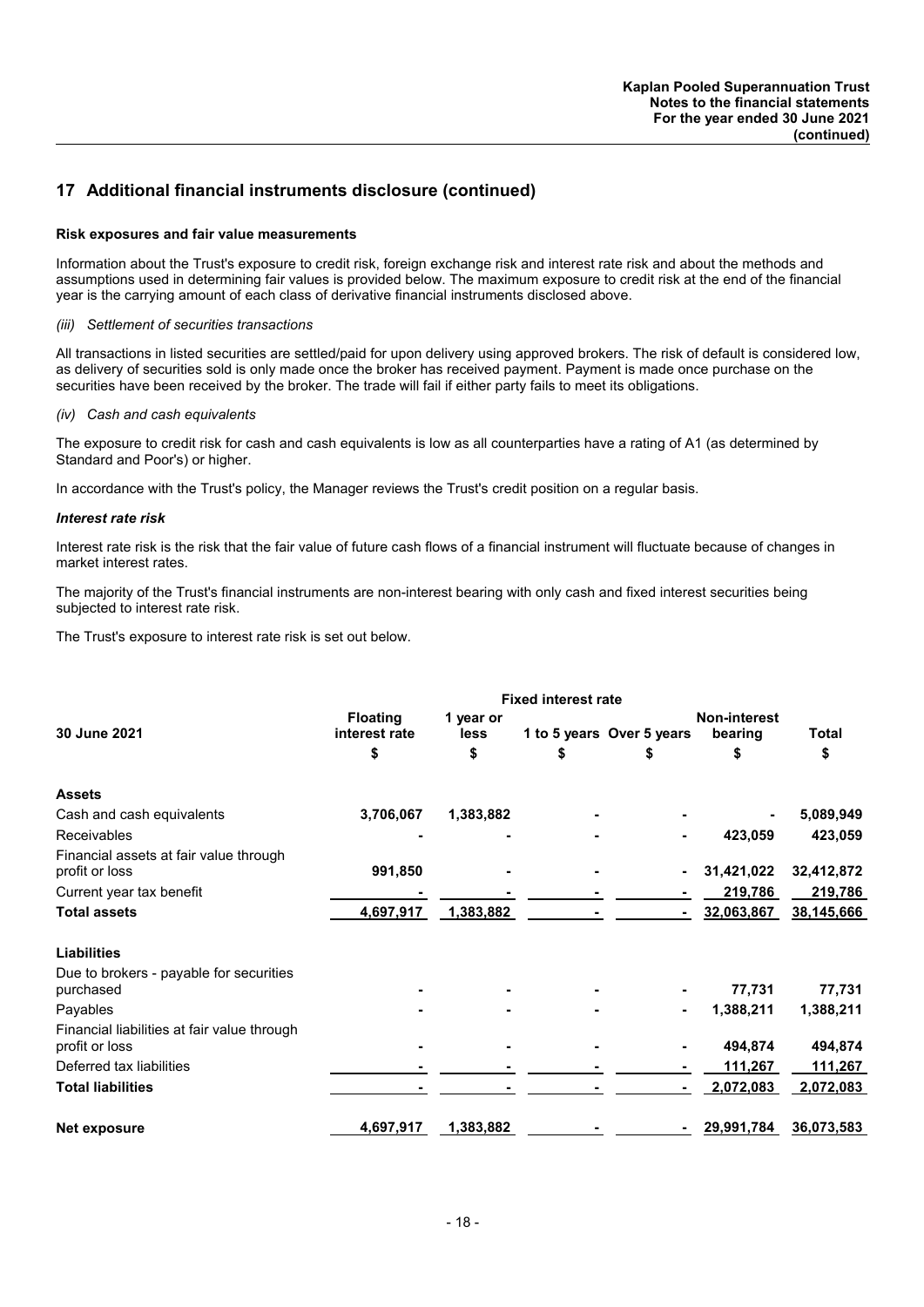## 17 Additional financial instruments disclosure (continued)

**Risk exposures and fair value measurements**

Information about the Trust's exposure to credit risk, foreign exchange risk and interest rate risk and about the methods and assumptions used in determining fair values is provided below. The maximum exposure to credit risk at the end of the financial year is the carrying amount of each class of derivative financial instruments disclosed above.

*(iii) Settlement of securities transactions*

All transactions in listed securities are settled/paid for upon delivery using approved brokers. The risk of default is considered low, as delivery of securities sold is only made once the broker has received payment. Payment is made once purchase on the securities have been received by the broker. The trade will fail if either party fails to meet its obligations.

*(iv) Cash and cash equivalents*

The exposure to credit risk for cash and cash equivalents is low as all counterparties have a rating of A1 (as determined by Standard and Poor's) or higher.

In accordance with the Trust's policy, the Manager reviews the Trust's credit position on a regular basis.

***Interest rate risk***

Interest rate risk is the risk that the fair value of future cash flows of a financial instrument will fluctuate because of changes in market interest rates.

The majority of the Trust's financial instruments are non-interest bearing with only cash and fixed interest securities being subjected to interest rate risk.

The Trust's exposure to interest rate risk is set out below.

| | | Fixed interest rate | | | | |
|---|---|---|---|---|---|---|
| **30 June 2021** | **Floating interest rate** | **1 year or less** | **1 to 5 years** | **Over 5 years** | **Non-interest bearing** | **Total** |
| | **$** | **$** | **$** | **$** | **$** | **$** |
| **Assets** | | | | | | |
| Cash and cash equivalents | **3,706,067** | **1,383,882** | **-** | **-** | **-** | **5,089,949** |
| Receivables | **-** | **-** | **-** | **-** | **423,059** | **423,059** |
| Financial assets at fair value through profit or loss | **991,850** | **-** | **-** | **-** | **31,421,022** | **32,412,872** |
| Current year tax benefit | **-** | **-** | **-** | **-** | **219,786** | **219,786** |
| **Total assets** | **4,697,917** | **1,383,882** | **-** | **-** | **32,063,867** | **38,145,666** |
| **Liabilities** | | | | | | |
| Due to brokers - payable for securities purchased | **-** | **-** | **-** | **-** | **77,731** | **77,731** |
| Payables | **-** | **-** | **-** | **-** | **1,388,211** | **1,388,211** |
| Financial liabilities at fair value through profit or loss | **-** | **-** | **-** | **-** | **494,874** | **494,874** |
| Deferred tax liabilities | **-** | **-** | **-** | **-** | **111,267** | **111,267** |
| **Total liabilities** | **-** | **-** | **-** | **-** | **2,072,083** | **2,072,083** |
| **Net exposure** | **4,697,917** | **1,383,882** | **-** | **-** | **29,991,784** | **36,073,583** |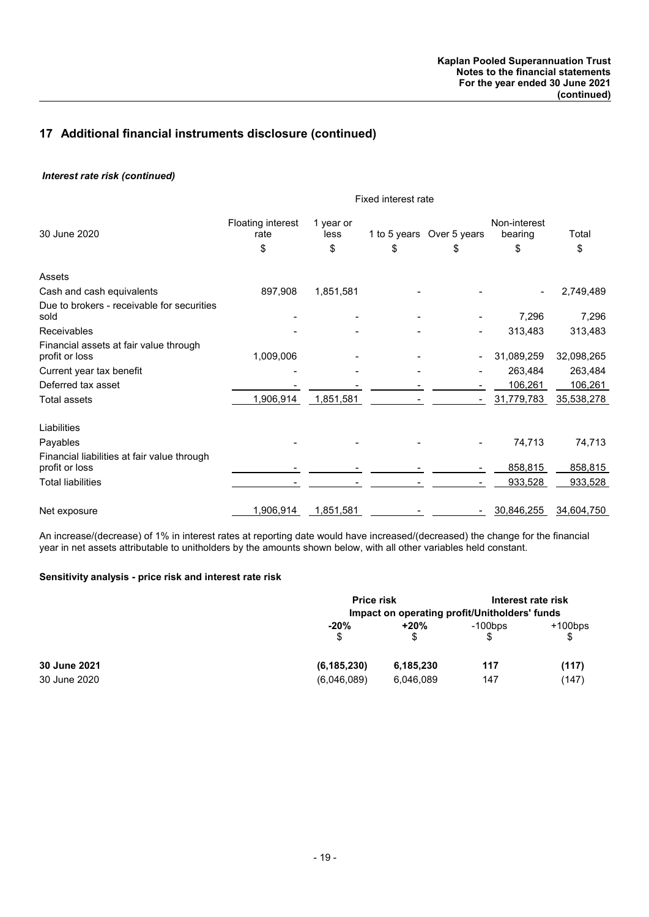## 17 Additional financial instruments disclosure (continued)

***Interest rate risk (continued)***

| 30 June 2020 | Floating interest rate | Fixed interest rate 1 year or less | 1 to 5 years | Over 5 years | Non-interest bearing | Total |
|---|---|---|---|---|---|---|
| | $ | $ | $ | $ | $ | $ |
| **Assets** | | | | | | |
| Cash and cash equivalents | 897,908 | 1,851,581 | - | - | - | 2,749,489 |
| Due to brokers - receivable for securities sold | - | - | - | - | 7,296 | 7,296 |
| Receivables | - | - | - | - | 313,483 | 313,483 |
| Financial assets at fair value through profit or loss | 1,009,006 | - | - | - | 31,089,259 | 32,098,265 |
| Current year tax benefit | - | - | - | - | 263,484 | 263,484 |
| Deferred tax asset | - | - | - | - | 106,261 | 106,261 |
| Total assets | 1,906,914 | 1,851,581 | - | - | 31,779,783 | 35,538,278 |
| **Liabilities** | | | | | | |
| Payables | - | - | - | - | 74,713 | 74,713 |
| Financial liabilities at fair value through profit or loss | - | - | - | - | 858,815 | 858,815 |
| Total liabilities | - | - | - | - | 933,528 | 933,528 |
| Net exposure | 1,906,914 | 1,851,581 | - | - | 30,846,255 | 34,604,750 |

An increase/(decrease) of 1% in interest rates at reporting date would have increased/(decreased) the change for the financial year in net assets attributable to unitholders by the amounts shown below, with all other variables held constant.

**Sensitivity analysis - price risk and interest rate risk**

| | Price risk | | Interest rate risk | |
|---|---|---|---|---|
| | Impact on operating profit/Unitholders' funds | | | |
| | **-20%** | **+20%** | -100bps | +100bps |
| | $ | $ | $ | $ |
| **30 June 2021** | **(6,185,230)** | **6,185,230** | **117** | **(117)** |
| 30 June 2020 | (6,046,089) | 6,046,089 | 147 | (147) |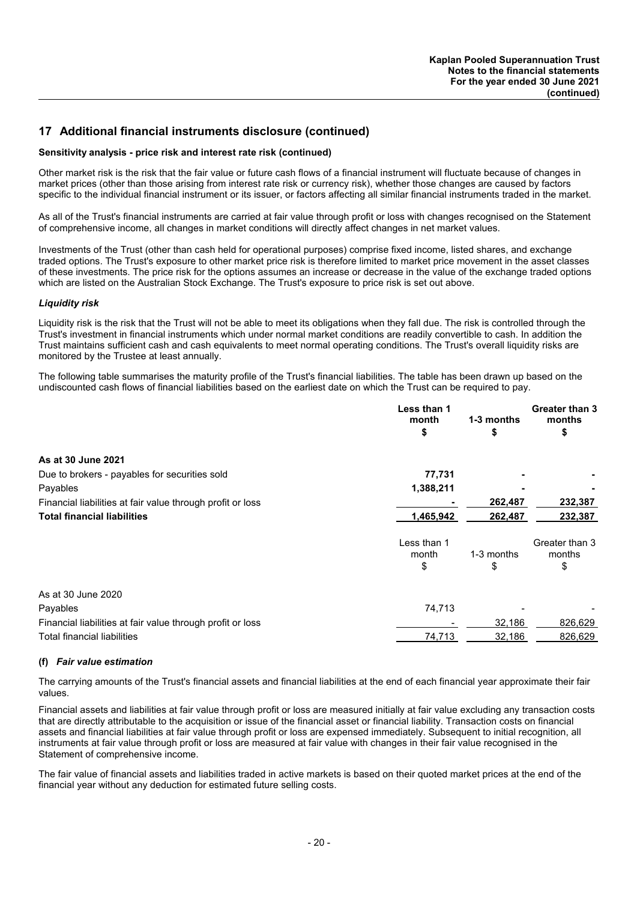## 17 Additional financial instruments disclosure (continued)

**Sensitivity analysis - price risk and interest rate risk (continued)**

Other market risk is the risk that the fair value or future cash flows of a financial instrument will fluctuate because of changes in market prices (other than those arising from interest rate risk or currency risk), whether those changes are caused by factors specific to the individual financial instrument or its issuer, or factors affecting all similar financial instruments traded in the market.

As all of the Trust's financial instruments are carried at fair value through profit or loss with changes recognised on the Statement of comprehensive income, all changes in market conditions will directly affect changes in net market values.

Investments of the Trust (other than cash held for operational purposes) comprise fixed income, listed shares, and exchange traded options. The Trust's exposure to other market price risk is therefore limited to market price movement in the asset classes of these investments. The price risk for the options assumes an increase or decrease in the value of the exchange traded options which are listed on the Australian Stock Exchange. The Trust's exposure to price risk is set out above.

***Liquidity risk***

Liquidity risk is the risk that the Trust will not be able to meet its obligations when they fall due. The risk is controlled through the Trust's investment in financial instruments which under normal market conditions are readily convertible to cash. In addition the Trust maintains sufficient cash and cash equivalents to meet normal operating conditions. The Trust's overall liquidity risks are monitored by the Trustee at least annually.

The following table summarises the maturity profile of the Trust's financial liabilities. The table has been drawn up based on the undiscounted cash flows of financial liabilities based on the earliest date on which the Trust can be required to pay.

| | **Less than 1 month $** | **1-3 months $** | **Greater than 3 months $** |
|---|---|---|---|
| **As at 30 June 2021** | | | |
| Due to brokers - payables for securities sold | **77,731** | **-** | **-** |
| Payables | **1,388,211** | **-** | **-** |
| Financial liabilities at fair value through profit or loss | **-** | **262,487** | **232,387** |
| **Total financial liabilities** | **1,465,942** | **262,487** | **232,387** |

| | Less than 1 month $ | 1-3 months $ | Greater than 3 months $ |
|---|---|---|---|
| As at 30 June 2020 | | | |
| Payables | 74,713 | - | - |
| Financial liabilities at fair value through profit or loss | - | 32,186 | 826,629 |
| Total financial liabilities | 74,713 | 32,186 | 826,629 |

### (f) *Fair value estimation*

The carrying amounts of the Trust's financial assets and financial liabilities at the end of each financial year approximate their fair values.

Financial assets and liabilities at fair value through profit or loss are measured initially at fair value excluding any transaction costs that are directly attributable to the acquisition or issue of the financial asset or financial liability. Transaction costs on financial assets and financial liabilities at fair value through profit or loss are expensed immediately. Subsequent to initial recognition, all instruments at fair value through profit or loss are measured at fair value with changes in their fair value recognised in the Statement of comprehensive income.

The fair value of financial assets and liabilities traded in active markets is based on their quoted market prices at the end of the financial year without any deduction for estimated future selling costs.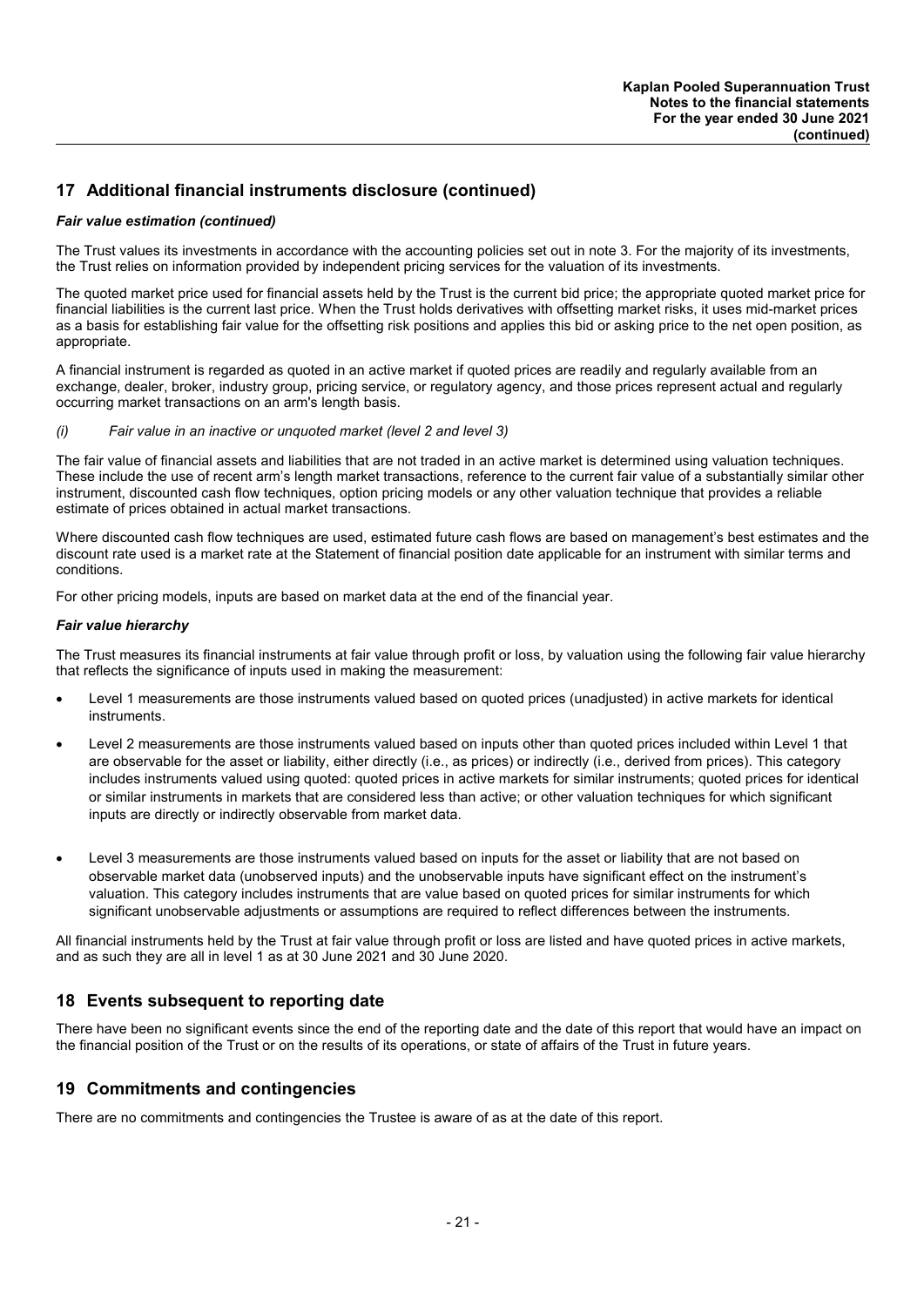## 17 Additional financial instruments disclosure (continued)

***Fair value estimation (continued)***

The Trust values its investments in accordance with the accounting policies set out in note 3. For the majority of its investments, the Trust relies on information provided by independent pricing services for the valuation of its investments.

The quoted market price used for financial assets held by the Trust is the current bid price; the appropriate quoted market price for financial liabilities is the current last price. When the Trust holds derivatives with offsetting market risks, it uses mid-market prices as a basis for establishing fair value for the offsetting risk positions and applies this bid or asking price to the net open position, as appropriate.

A financial instrument is regarded as quoted in an active market if quoted prices are readily and regularly available from an exchange, dealer, broker, industry group, pricing service, or regulatory agency, and those prices represent actual and regularly occurring market transactions on an arm's length basis.

*(i) Fair value in an inactive or unquoted market (level 2 and level 3)*

The fair value of financial assets and liabilities that are not traded in an active market is determined using valuation techniques. These include the use of recent arm's length market transactions, reference to the current fair value of a substantially similar other instrument, discounted cash flow techniques, option pricing models or any other valuation technique that provides a reliable estimate of prices obtained in actual market transactions.

Where discounted cash flow techniques are used, estimated future cash flows are based on management's best estimates and the discount rate used is a market rate at the Statement of financial position date applicable for an instrument with similar terms and conditions.

For other pricing models, inputs are based on market data at the end of the financial year.

***Fair value hierarchy***

The Trust measures its financial instruments at fair value through profit or loss, by valuation using the following fair value hierarchy that reflects the significance of inputs used in making the measurement:

- Level 1 measurements are those instruments valued based on quoted prices (unadjusted) in active markets for identical instruments.
- Level 2 measurements are those instruments valued based on inputs other than quoted prices included within Level 1 that are observable for the asset or liability, either directly (i.e., as prices) or indirectly (i.e., derived from prices). This category includes instruments valued using quoted: quoted prices in active markets for similar instruments; quoted prices for identical or similar instruments in markets that are considered less than active; or other valuation techniques for which significant inputs are directly or indirectly observable from market data.
- Level 3 measurements are those instruments valued based on inputs for the asset or liability that are not based on observable market data (unobserved inputs) and the unobservable inputs have significant effect on the instrument's valuation. This category includes instruments that are value based on quoted prices for similar instruments for which significant unobservable adjustments or assumptions are required to reflect differences between the instruments.

All financial instruments held by the Trust at fair value through profit or loss are listed and have quoted prices in active markets, and as such they are all in level 1 as at 30 June 2021 and 30 June 2020.

## 18 Events subsequent to reporting date

There have been no significant events since the end of the reporting date and the date of this report that would have an impact on the financial position of the Trust or on the results of its operations, or state of affairs of the Trust in future years.

## 19 Commitments and contingencies

There are no commitments and contingencies the Trustee is aware of as at the date of this report.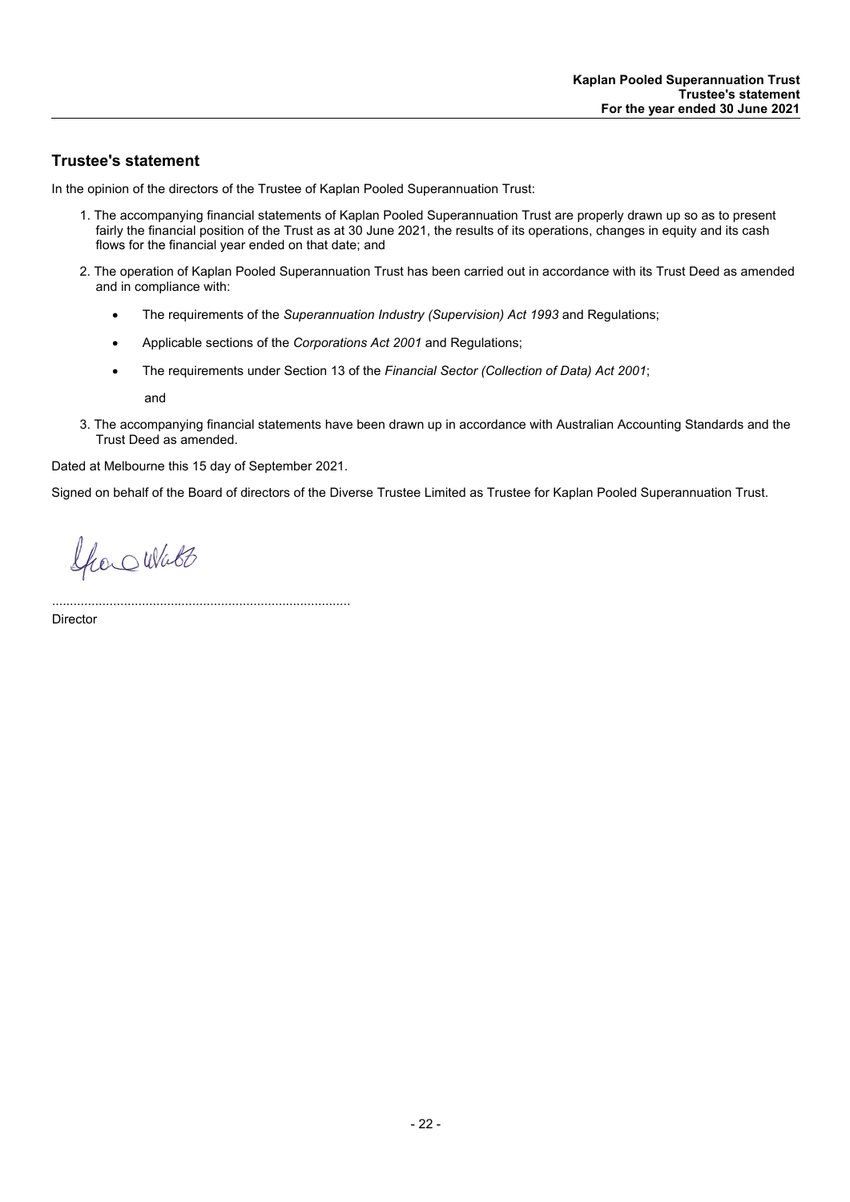## Trustee's statement

In the opinion of the directors of the Trustee of Kaplan Pooled Superannuation Trust:

1. The accompanying financial statements of Kaplan Pooled Superannuation Trust are properly drawn up so as to present fairly the financial position of the Trust as at 30 June 2021, the results of its operations, changes in equity and its cash flows for the financial year ended on that date; and

2. The operation of Kaplan Pooled Superannuation Trust has been carried out in accordance with its Trust Deed as amended and in compliance with:

   - The requirements of the *Superannuation Industry (Supervision) Act 1993* and Regulations;
   - Applicable sections of the *Corporations Act 2001* and Regulations;
   - The requirements under Section 13 of the *Financial Sector (Collection of Data) Act 2001*;

   and

3. The accompanying financial statements have been drawn up in accordance with Australian Accounting Standards and the Trust Deed as amended.

Dated at Melbourne this 15 day of September 2021.

Signed on behalf of the Board of directors of the Diverse Trustee Limited as Trustee for Kaplan Pooled Superannuation Trust.

..................................................................................
Director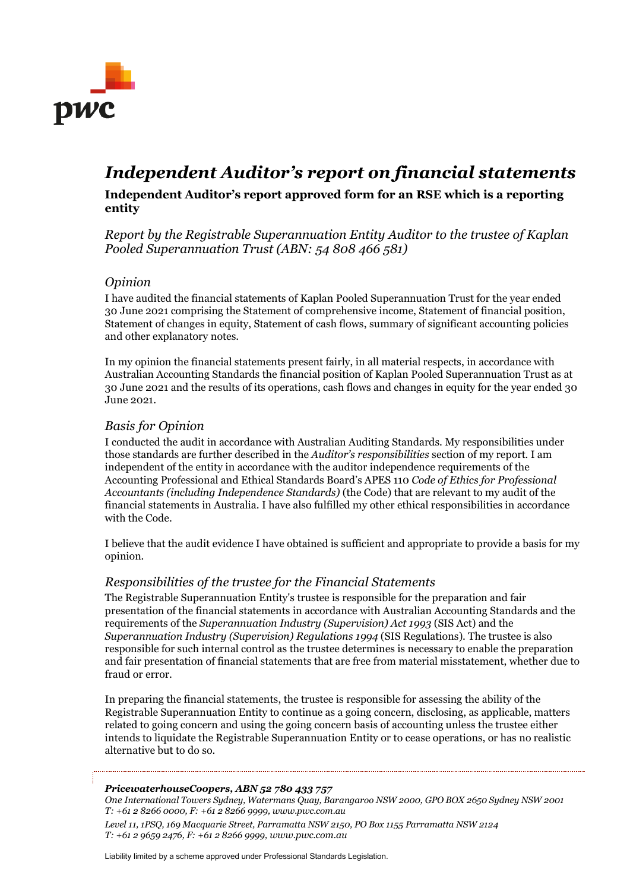# *Independent Auditor's report on financial statements*

**Independent Auditor's report approved form for an RSE which is a reporting entity**

*Report by the Registrable Superannuation Entity Auditor to the trustee of Kaplan Pooled Superannuation Trust (ABN: 54 808 466 581)*

## *Opinion*

I have audited the financial statements of Kaplan Pooled Superannuation Trust for the year ended 30 June 2021 comprising the Statement of comprehensive income, Statement of financial position, Statement of changes in equity, Statement of cash flows, summary of significant accounting policies and other explanatory notes.

In my opinion the financial statements present fairly, in all material respects, in accordance with Australian Accounting Standards the financial position of Kaplan Pooled Superannuation Trust as at 30 June 2021 and the results of its operations, cash flows and changes in equity for the year ended 30 June 2021.

## *Basis for Opinion*

I conducted the audit in accordance with Australian Auditing Standards. My responsibilities under those standards are further described in the *Auditor's responsibilities* section of my report. I am independent of the entity in accordance with the auditor independence requirements of the Accounting Professional and Ethical Standards Board's APES 110 *Code of Ethics for Professional Accountants (including Independence Standards)* (the Code) that are relevant to my audit of the financial statements in Australia. I have also fulfilled my other ethical responsibilities in accordance with the Code.

I believe that the audit evidence I have obtained is sufficient and appropriate to provide a basis for my opinion.

## *Responsibilities of the trustee for the Financial Statements*

The Registrable Superannuation Entity's trustee is responsible for the preparation and fair presentation of the financial statements in accordance with Australian Accounting Standards and the requirements of the *Superannuation Industry (Supervision) Act 1993* (SIS Act) and the *Superannuation Industry (Supervision) Regulations 1994* (SIS Regulations). The trustee is also responsible for such internal control as the trustee determines is necessary to enable the preparation and fair presentation of financial statements that are free from material misstatement, whether due to fraud or error.

In preparing the financial statements, the trustee is responsible for assessing the ability of the Registrable Superannuation Entity to continue as a going concern, disclosing, as applicable, matters related to going concern and using the going concern basis of accounting unless the trustee either intends to liquidate the Registrable Superannuation Entity or to cease operations, or has no realistic alternative but to do so.

***PricewaterhouseCoopers, ABN 52 780 433 757***
*One International Towers Sydney, Watermans Quay, Barangaroo NSW 2000, GPO BOX 2650 Sydney NSW 2001*
*T: +61 2 8266 0000, F: +61 2 8266 9999, www.pwc.com.au*

*Level 11, 1PSQ, 169 Macquarie Street, Parramatta NSW 2150, PO Box 1155 Parramatta NSW 2124*
*T: +61 2 9659 2476, F: +61 2 8266 9999, www.pwc.com.au*

Liability limited by a scheme approved under Professional Standards Legislation.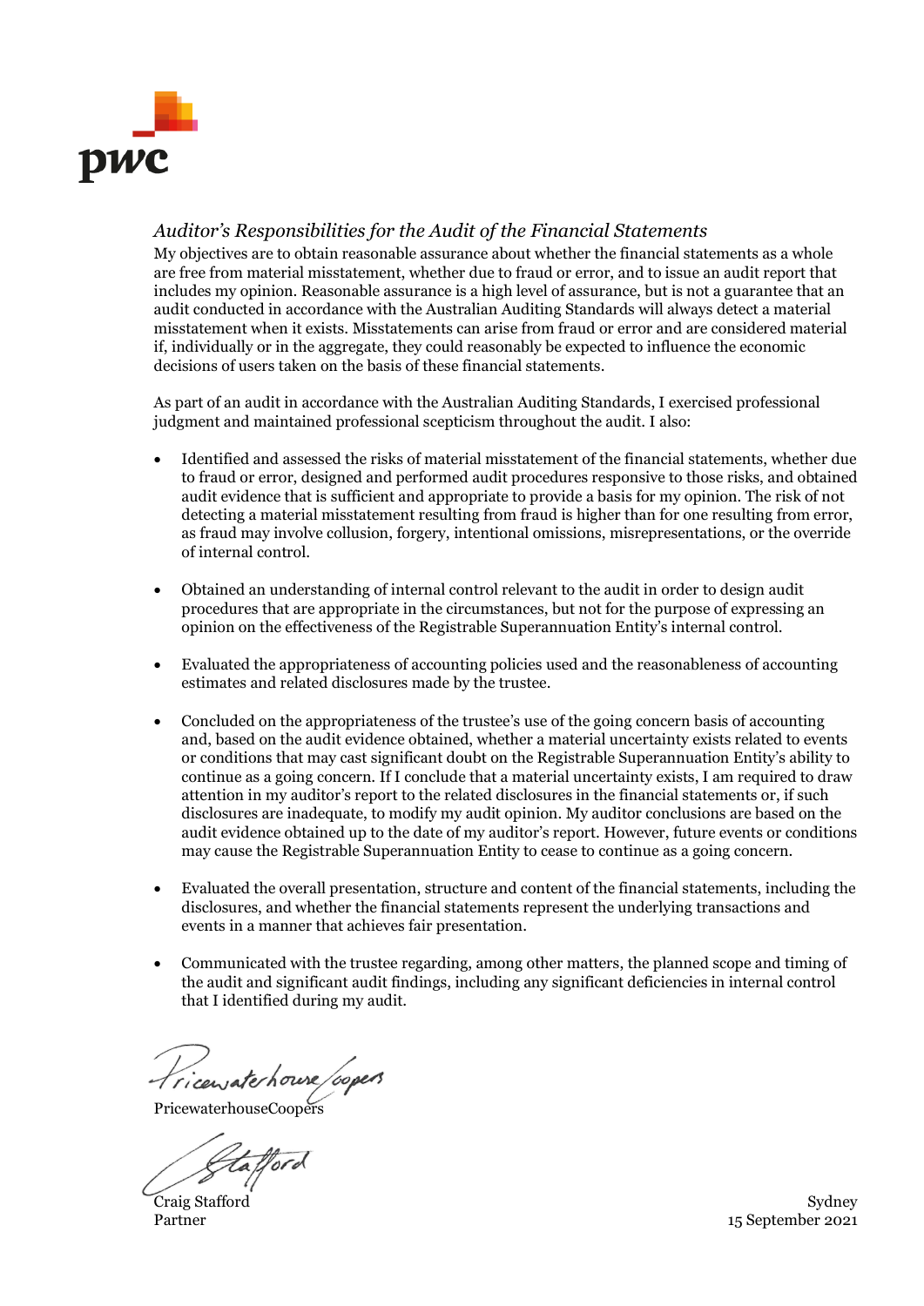### *Auditor's Responsibilities for the Audit of the Financial Statements*

My objectives are to obtain reasonable assurance about whether the financial statements as a whole are free from material misstatement, whether due to fraud or error, and to issue an audit report that includes my opinion. Reasonable assurance is a high level of assurance, but is not a guarantee that an audit conducted in accordance with the Australian Auditing Standards will always detect a material misstatement when it exists. Misstatements can arise from fraud or error and are considered material if, individually or in the aggregate, they could reasonably be expected to influence the economic decisions of users taken on the basis of these financial statements.

As part of an audit in accordance with the Australian Auditing Standards, I exercised professional judgment and maintained professional scepticism throughout the audit. I also:

- Identified and assessed the risks of material misstatement of the financial statements, whether due to fraud or error, designed and performed audit procedures responsive to those risks, and obtained audit evidence that is sufficient and appropriate to provide a basis for my opinion. The risk of not detecting a material misstatement resulting from fraud is higher than for one resulting from error, as fraud may involve collusion, forgery, intentional omissions, misrepresentations, or the override of internal control.

- Obtained an understanding of internal control relevant to the audit in order to design audit procedures that are appropriate in the circumstances, but not for the purpose of expressing an opinion on the effectiveness of the Registrable Superannuation Entity's internal control.

- Evaluated the appropriateness of accounting policies used and the reasonableness of accounting estimates and related disclosures made by the trustee.

- Concluded on the appropriateness of the trustee's use of the going concern basis of accounting and, based on the audit evidence obtained, whether a material uncertainty exists related to events or conditions that may cast significant doubt on the Registrable Superannuation Entity's ability to continue as a going concern. If I conclude that a material uncertainty exists, I am required to draw attention in my auditor's report to the related disclosures in the financial statements or, if such disclosures are inadequate, to modify my audit opinion. My auditor conclusions are based on the audit evidence obtained up to the date of my auditor's report. However, future events or conditions may cause the Registrable Superannuation Entity to cease to continue as a going concern.

- Evaluated the overall presentation, structure and content of the financial statements, including the disclosures, and whether the financial statements represent the underlying transactions and events in a manner that achieves fair presentation.

- Communicated with the trustee regarding, among other matters, the planned scope and timing of the audit and significant audit findings, including any significant deficiencies in internal control that I identified during my audit.

PricewaterhouseCoopers

Craig Stafford
Partner

Sydney
15 September 2021